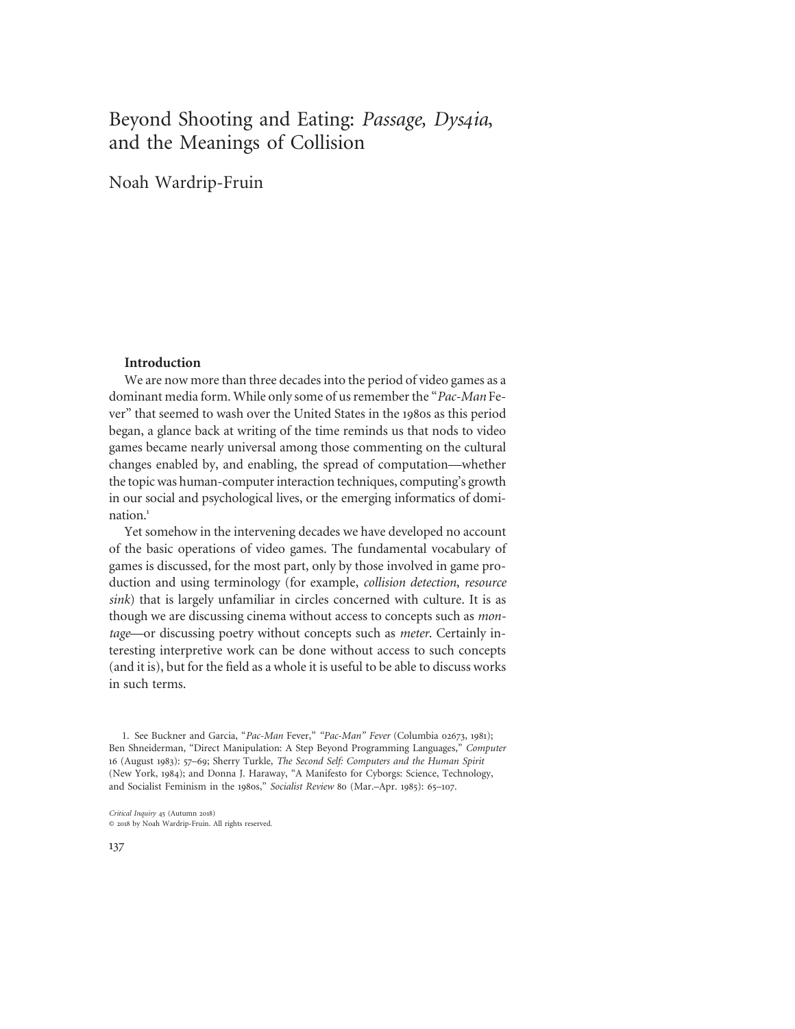# Beyond Shooting and Eating: *Passage, Dys4ia*, and the Meanings of Collision

Noah Wardrip-Fruin

## Introduction

We are now more than three decades into the period of video games as a dominant media form. While only some of us remember the "*Pac-Man* Fever" that seemed to wash over the United States in the 1980s as this period began, a glance back at writing of the time reminds us that nods to video games became nearly universal among those commenting on the cultural changes enabled by, and enabling, the spread of computation—whether the topic was human-computer interaction techniques, computing's growth in our social and psychological lives, or the emerging informatics of domination.[1]

Yet somehow in the intervening decades we have developed no account of the basic operations of video games. The fundamental vocabulary of games is discussed, for the most part, only by those involved in game production and using terminology (for example, *collision detection*, *resource sink*) that is largely unfamiliar in circles concerned with culture. It is as though we are discussing cinema without access to concepts such as *montage*—or discussing poetry without concepts such as *meter*. Certainly interesting interpretive work can be done without access to such concepts (and it is), but for the field as a whole it is useful to be able to discuss works in such terms.

1. See Buckner and Garcia, "*Pac-Man* Fever," *"Pac-Man" Fever* (Columbia 02673, 1981); Ben Shneiderman, "Direct Manipulation: A Step Beyond Programming Languages," *Computer* 16 (August 1983): 57–69; Sherry Turkle, *The Second Self: Computers and the Human Spirit* (New York, 1984); and Donna J. Haraway, "A Manifesto for Cyborgs: Science, Technology, and Socialist Feminism in the 1980s," *Socialist Review* 80 (Mar.–Apr. 1985): 65–107.

*Critical Inquiry* 45 (Autumn 2018)
© 2018 by Noah Wardrip-Fruin. All rights reserved.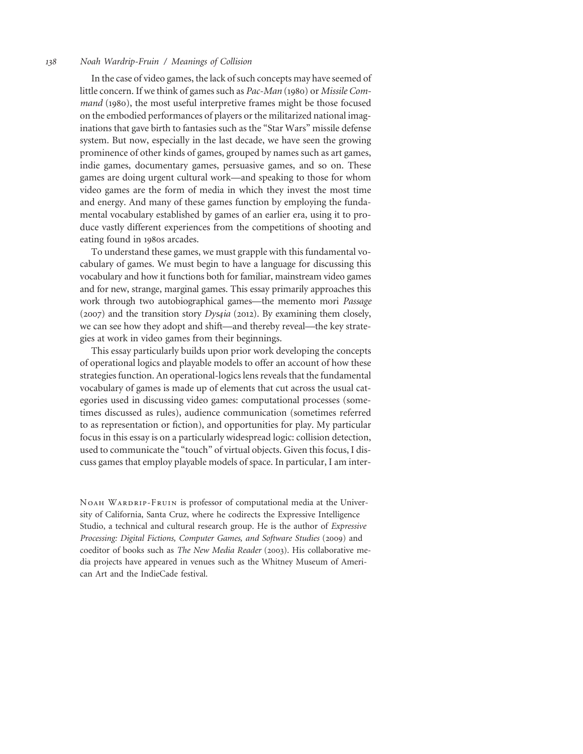In the case of video games, the lack of such concepts may have seemed of little concern. If we think of games such as *Pac-Man* (1980) or *Missile Command* (1980), the most useful interpretive frames might be those focused on the embodied performances of players or the militarized national imaginations that gave birth to fantasies such as the "Star Wars" missile defense system. But now, especially in the last decade, we have seen the growing prominence of other kinds of games, grouped by names such as art games, indie games, documentary games, persuasive games, and so on. These games are doing urgent cultural work—and speaking to those for whom video games are the form of media in which they invest the most time and energy. And many of these games function by employing the fundamental vocabulary established by games of an earlier era, using it to produce vastly different experiences from the competitions of shooting and eating found in 1980s arcades.

To understand these games, we must grapple with this fundamental vocabulary of games. We must begin to have a language for discussing this vocabulary and how it functions both for familiar, mainstream video games and for new, strange, marginal games. This essay primarily approaches this work through two autobiographical games—the memento mori *Passage* (2007) and the transition story *Dys4ia* (2012). By examining them closely, we can see how they adopt and shift—and thereby reveal—the key strategies at work in video games from their beginnings.

This essay particularly builds upon prior work developing the concepts of operational logics and playable models to offer an account of how these strategies function. An operational-logics lens reveals that the fundamental vocabulary of games is made up of elements that cut across the usual categories used in discussing video games: computational processes (sometimes discussed as rules), audience communication (sometimes referred to as representation or fiction), and opportunities for play. My particular focus in this essay is on a particularly widespread logic: collision detection, used to communicate the "touch" of virtual objects. Given this focus, I discuss games that employ playable models of space. In particular, I am inter-

Noah Wardrip-Fruin is professor of computational media at the University of California, Santa Cruz, where he codirects the Expressive Intelligence Studio, a technical and cultural research group. He is the author of *Expressive Processing: Digital Fictions, Computer Games, and Software Studies* (2009) and coeditor of books such as *The New Media Reader* (2003). His collaborative media projects have appeared in venues such as the Whitney Museum of American Art and the IndieCade festival.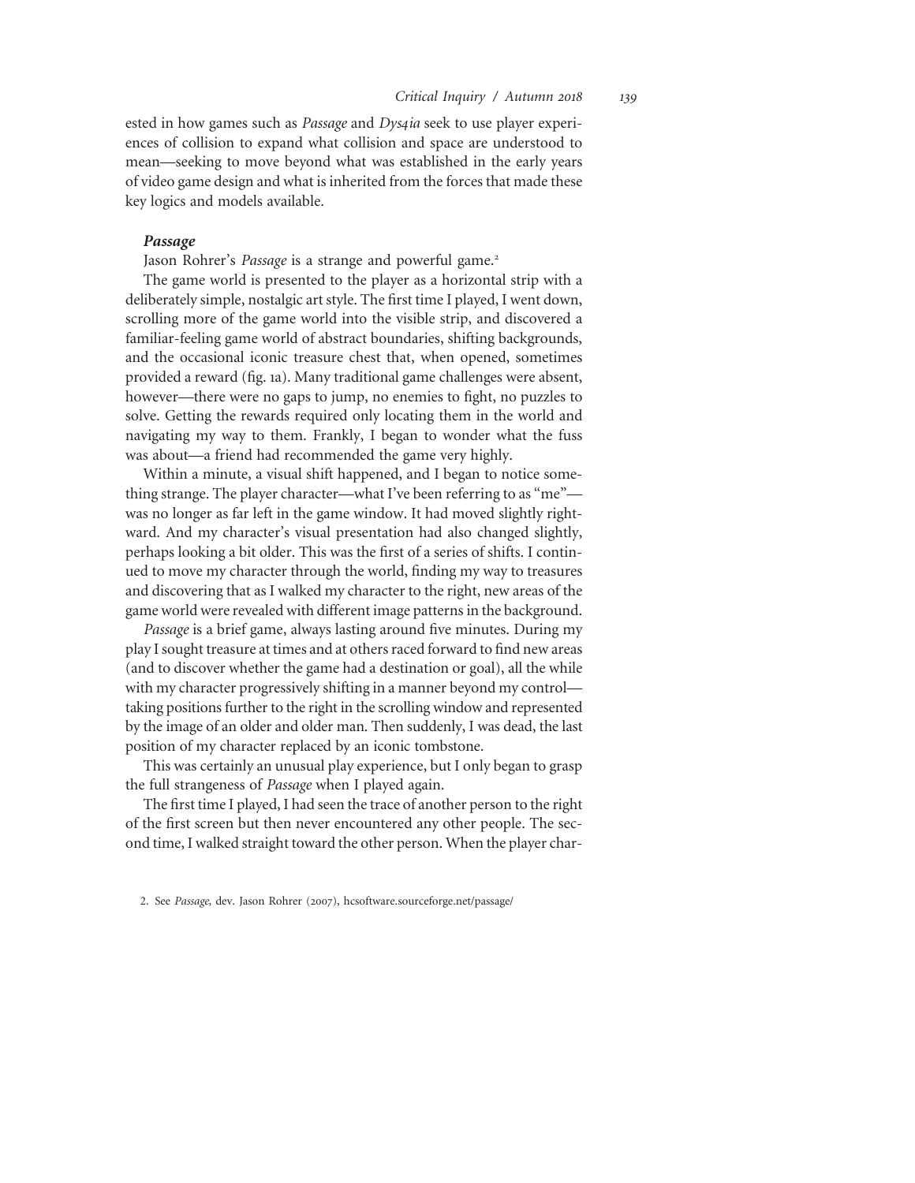ested in how games such as *Passage* and *Dys4ia* seek to use player experiences of collision to expand what collision and space are understood to mean—seeking to move beyond what was established in the early years of video game design and what is inherited from the forces that made these key logics and models available.

### *Passage*

Jason Rohrer's *Passage* is a strange and powerful game.[2]

The game world is presented to the player as a horizontal strip with a deliberately simple, nostalgic art style. The first time I played, I went down, scrolling more of the game world into the visible strip, and discovered a familiar-feeling game world of abstract boundaries, shifting backgrounds, and the occasional iconic treasure chest that, when opened, sometimes provided a reward (fig. 1a). Many traditional game challenges were absent, however—there were no gaps to jump, no enemies to fight, no puzzles to solve. Getting the rewards required only locating them in the world and navigating my way to them. Frankly, I began to wonder what the fuss was about—a friend had recommended the game very highly.

Within a minute, a visual shift happened, and I began to notice something strange. The player character—what I've been referring to as "me"—was no longer as far left in the game window. It had moved slightly rightward. And my character's visual presentation had also changed slightly, perhaps looking a bit older. This was the first of a series of shifts. I continued to move my character through the world, finding my way to treasures and discovering that as I walked my character to the right, new areas of the game world were revealed with different image patterns in the background.

*Passage* is a brief game, always lasting around five minutes. During my play I sought treasure at times and at others raced forward to find new areas (and to discover whether the game had a destination or goal), all the while with my character progressively shifting in a manner beyond my control—taking positions further to the right in the scrolling window and represented by the image of an older and older man. Then suddenly, I was dead, the last position of my character replaced by an iconic tombstone.

This was certainly an unusual play experience, but I only began to grasp the full strangeness of *Passage* when I played again.

The first time I played, I had seen the trace of another person to the right of the first screen but then never encountered any other people. The second time, I walked straight toward the other person. When the player char-

2. See *Passage*, dev. Jason Rohrer (2007), hcsoftware.sourceforge.net/passage/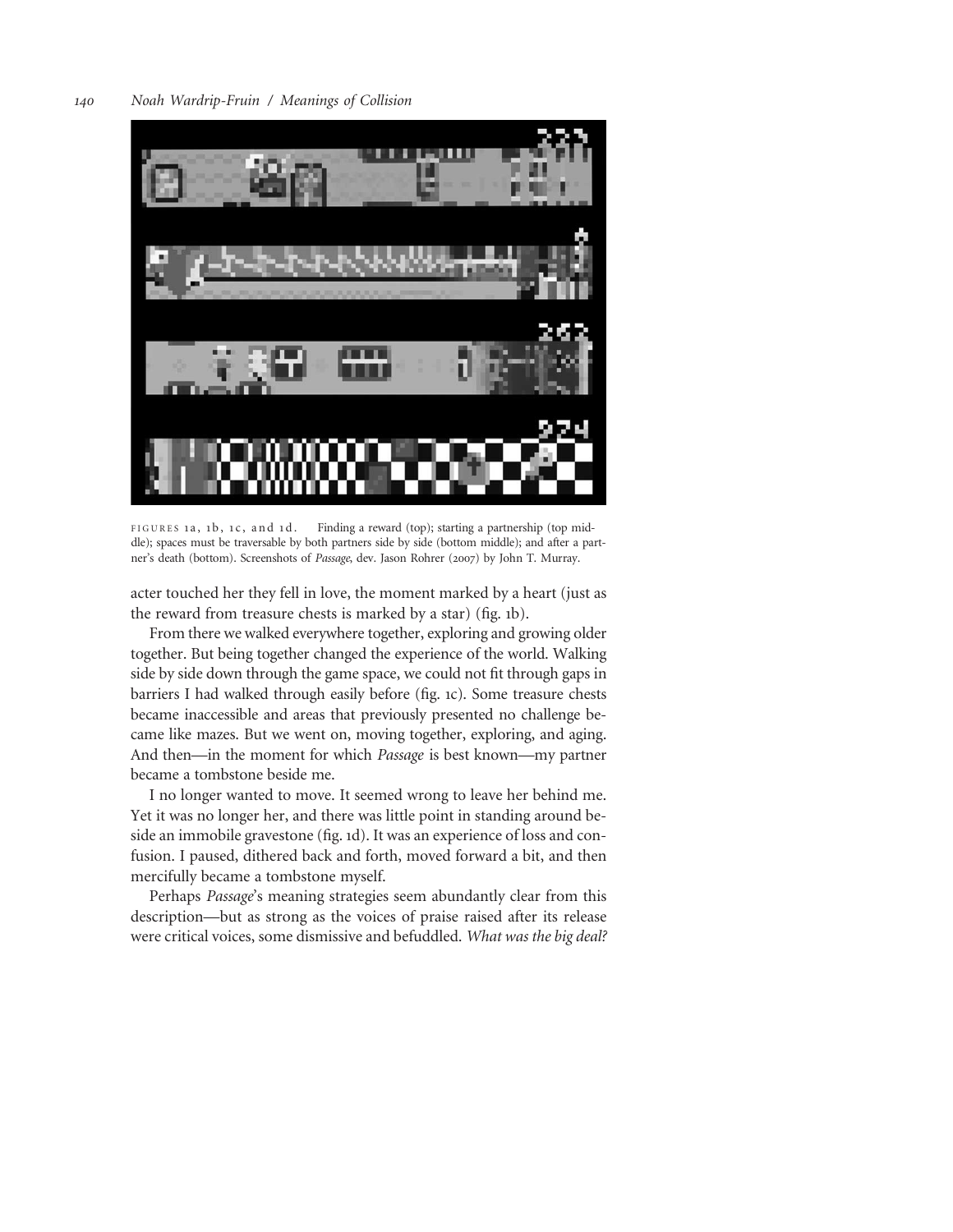FIGURES 1a, 1b, 1c, and 1d. Finding a reward (top); starting a partnership (top middle); spaces must be traversable by both partners side by side (bottom middle); and after a partner's death (bottom). Screenshots of *Passage*, dev. Jason Rohrer (2007) by John T. Murray.

acter touched her they fell in love, the moment marked by a heart (just as the reward from treasure chests is marked by a star) (fig. 1b).

From there we walked everywhere together, exploring and growing older together. But being together changed the experience of the world. Walking side by side down through the game space, we could not fit through gaps in barriers I had walked through easily before (fig. 1c). Some treasure chests became inaccessible and areas that previously presented no challenge became like mazes. But we went on, moving together, exploring, and aging. And then—in the moment for which *Passage* is best known—my partner became a tombstone beside me.

I no longer wanted to move. It seemed wrong to leave her behind me. Yet it was no longer her, and there was little point in standing around beside an immobile gravestone (fig. 1d). It was an experience of loss and confusion. I paused, dithered back and forth, moved forward a bit, and then mercifully became a tombstone myself.

Perhaps *Passage*'s meaning strategies seem abundantly clear from this description—but as strong as the voices of praise raised after its release were critical voices, some dismissive and befuddled. *What was the big deal?*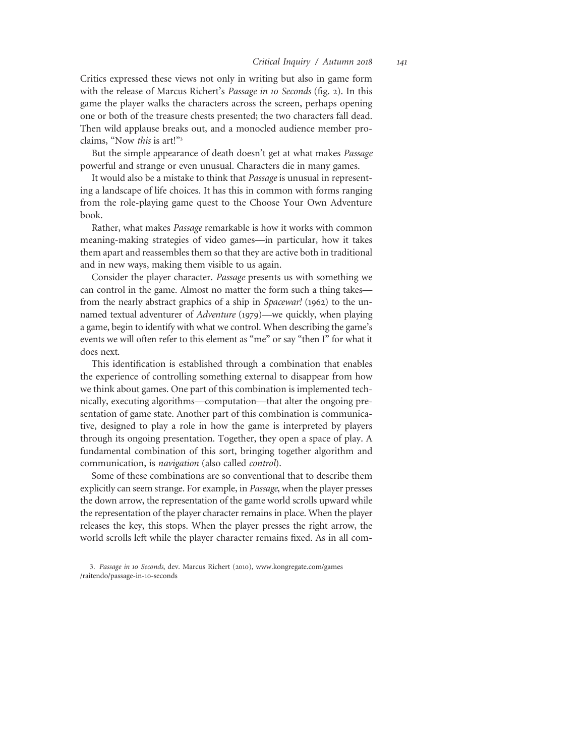Critics expressed these views not only in writing but also in game form with the release of Marcus Richert's *Passage in 10 Seconds* (fig. 2). In this game the player walks the characters across the screen, perhaps opening one or both of the treasure chests presented; the two characters fall dead. Then wild applause breaks out, and a monocled audience member proclaims, "Now *this* is art!"[3]

But the simple appearance of death doesn't get at what makes *Passage* powerful and strange or even unusual. Characters die in many games.

It would also be a mistake to think that *Passage* is unusual in representing a landscape of life choices. It has this in common with forms ranging from the role-playing game quest to the Choose Your Own Adventure book.

Rather, what makes *Passage* remarkable is how it works with common meaning-making strategies of video games—in particular, how it takes them apart and reassembles them so that they are active both in traditional and in new ways, making them visible to us again.

Consider the player character. *Passage* presents us with something we can control in the game. Almost no matter the form such a thing takes—from the nearly abstract graphics of a ship in *Spacewar!* (1962) to the unnamed textual adventurer of *Adventure* (1979)—we quickly, when playing a game, begin to identify with what we control. When describing the game's events we will often refer to this element as "me" or say "then I" for what it does next.

This identification is established through a combination that enables the experience of controlling something external to disappear from how we think about games. One part of this combination is implemented technically, executing algorithms—computation—that alter the ongoing presentation of game state. Another part of this combination is communicative, designed to play a role in how the game is interpreted by players through its ongoing presentation. Together, they open a space of play. A fundamental combination of this sort, bringing together algorithm and communication, is *navigation* (also called *control*).

Some of these combinations are so conventional that to describe them explicitly can seem strange. For example, in *Passage*, when the player presses the down arrow, the representation of the game world scrolls upward while the representation of the player character remains in place. When the player releases the key, this stops. When the player presses the right arrow, the world scrolls left while the player character remains fixed. As in all com-

3. *Passage in 10 Seconds*, dev. Marcus Richert (2010), www.kongregate.com/games/raitendo/passage-in-10-seconds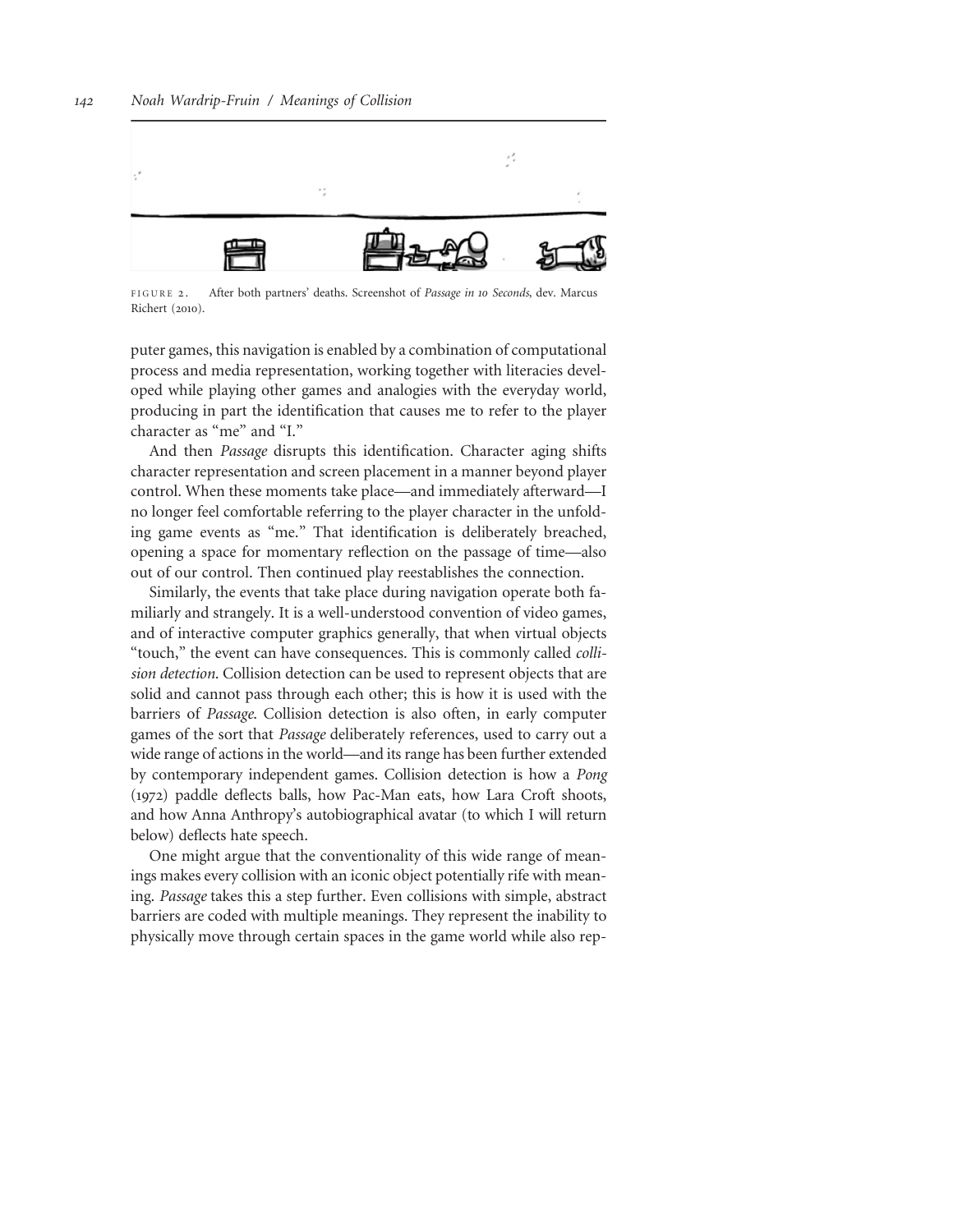FIGURE 2. After both partners' deaths. Screenshot of *Passage in 10 Seconds*, dev. Marcus Richert (2010).

puter games, this navigation is enabled by a combination of computational process and media representation, working together with literacies developed while playing other games and analogies with the everyday world, producing in part the identification that causes me to refer to the player character as "me" and "I."

And then *Passage* disrupts this identification. Character aging shifts character representation and screen placement in a manner beyond player control. When these moments take place—and immediately afterward—I no longer feel comfortable referring to the player character in the unfolding game events as "me." That identification is deliberately breached, opening a space for momentary reflection on the passage of time—also out of our control. Then continued play reestablishes the connection.

Similarly, the events that take place during navigation operate both familiarly and strangely. It is a well-understood convention of video games, and of interactive computer graphics generally, that when virtual objects "touch," the event can have consequences. This is commonly called *collision detection*. Collision detection can be used to represent objects that are solid and cannot pass through each other; this is how it is used with the barriers of *Passage*. Collision detection is also often, in early computer games of the sort that *Passage* deliberately references, used to carry out a wide range of actions in the world—and its range has been further extended by contemporary independent games. Collision detection is how a *Pong* (1972) paddle deflects balls, how Pac-Man eats, how Lara Croft shoots, and how Anna Anthropy's autobiographical avatar (to which I will return below) deflects hate speech.

One might argue that the conventionality of this wide range of meanings makes every collision with an iconic object potentially rife with meaning. *Passage* takes this a step further. Even collisions with simple, abstract barriers are coded with multiple meanings. They represent the inability to physically move through certain spaces in the game world while also rep-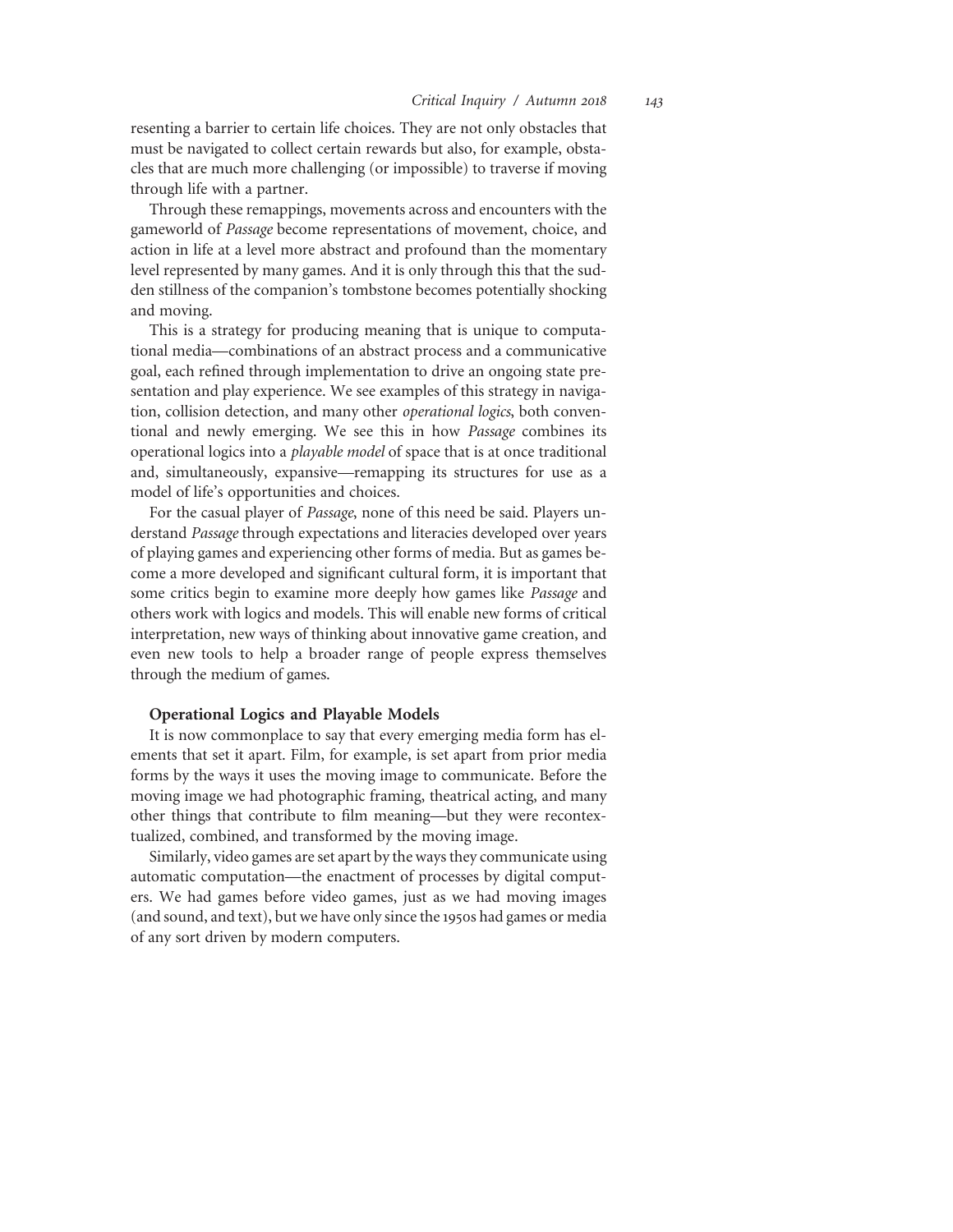resenting a barrier to certain life choices. They are not only obstacles that must be navigated to collect certain rewards but also, for example, obstacles that are much more challenging (or impossible) to traverse if moving through life with a partner.

Through these remappings, movements across and encounters with the gameworld of *Passage* become representations of movement, choice, and action in life at a level more abstract and profound than the momentary level represented by many games. And it is only through this that the sudden stillness of the companion's tombstone becomes potentially shocking and moving.

This is a strategy for producing meaning that is unique to computational media—combinations of an abstract process and a communicative goal, each refined through implementation to drive an ongoing state presentation and play experience. We see examples of this strategy in navigation, collision detection, and many other *operational logics*, both conventional and newly emerging. We see this in how *Passage* combines its operational logics into a *playable model* of space that is at once traditional and, simultaneously, expansive—remapping its structures for use as a model of life's opportunities and choices.

For the casual player of *Passage*, none of this need be said. Players understand *Passage* through expectations and literacies developed over years of playing games and experiencing other forms of media. But as games become a more developed and significant cultural form, it is important that some critics begin to examine more deeply how games like *Passage* and others work with logics and models. This will enable new forms of critical interpretation, new ways of thinking about innovative game creation, and even new tools to help a broader range of people express themselves through the medium of games.

### Operational Logics and Playable Models

It is now commonplace to say that every emerging media form has elements that set it apart. Film, for example, is set apart from prior media forms by the ways it uses the moving image to communicate. Before the moving image we had photographic framing, theatrical acting, and many other things that contribute to film meaning—but they were recontextualized, combined, and transformed by the moving image.

Similarly, video games are set apart by the ways they communicate using automatic computation—the enactment of processes by digital computers. We had games before video games, just as we had moving images (and sound, and text), but we have only since the 1950s had games or media of any sort driven by modern computers.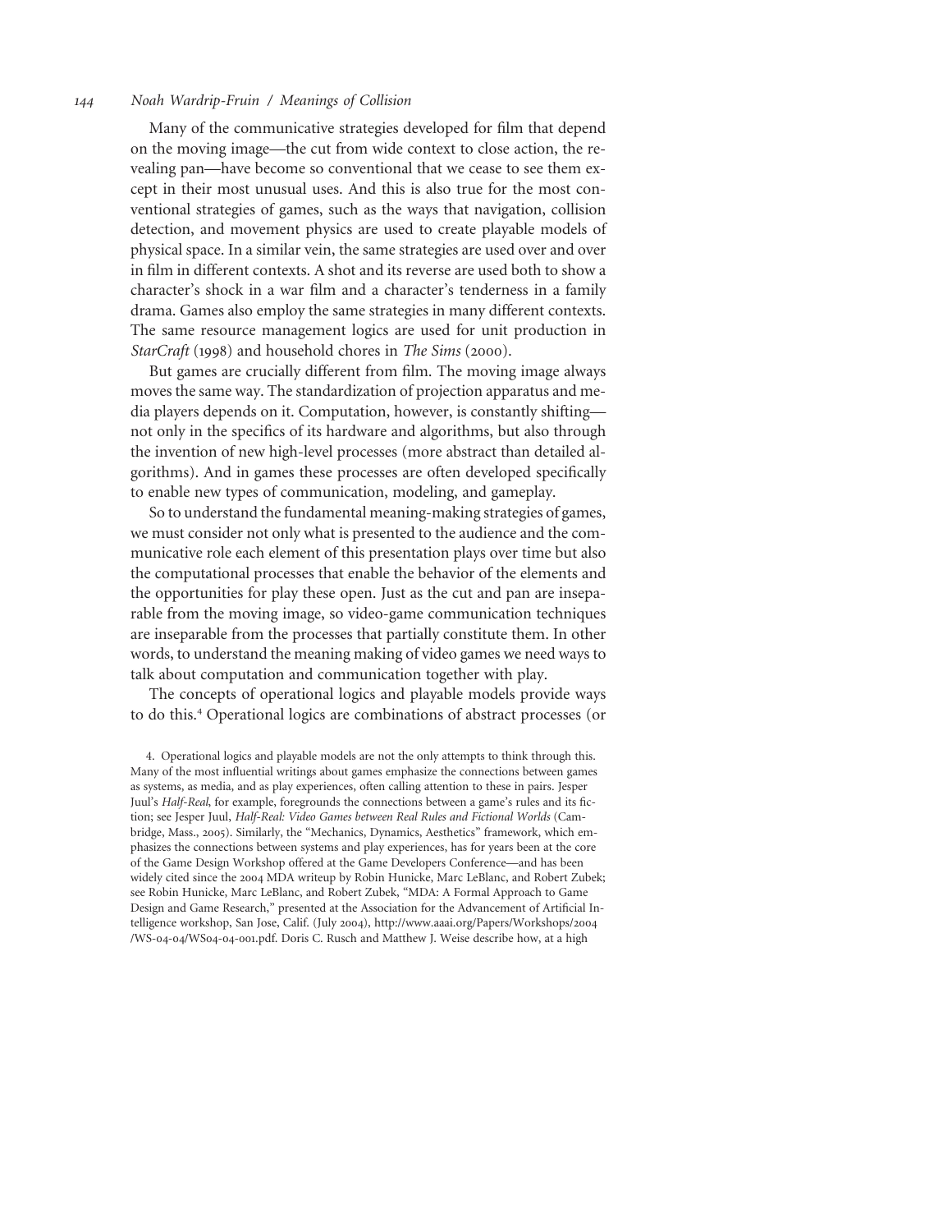Many of the communicative strategies developed for film that depend on the moving image—the cut from wide context to close action, the revealing pan—have become so conventional that we cease to see them except in their most unusual uses. And this is also true for the most conventional strategies of games, such as the ways that navigation, collision detection, and movement physics are used to create playable models of physical space. In a similar vein, the same strategies are used over and over in film in different contexts. A shot and its reverse are used both to show a character's shock in a war film and a character's tenderness in a family drama. Games also employ the same strategies in many different contexts. The same resource management logics are used for unit production in *StarCraft* (1998) and household chores in *The Sims* (2000).

But games are crucially different from film. The moving image always moves the same way. The standardization of projection apparatus and media players depends on it. Computation, however, is constantly shifting—not only in the specifics of its hardware and algorithms, but also through the invention of new high-level processes (more abstract than detailed algorithms). And in games these processes are often developed specifically to enable new types of communication, modeling, and gameplay.

So to understand the fundamental meaning-making strategies of games, we must consider not only what is presented to the audience and the communicative role each element of this presentation plays over time but also the computational processes that enable the behavior of the elements and the opportunities for play these open. Just as the cut and pan are inseparable from the moving image, so video-game communication techniques are inseparable from the processes that partially constitute them. In other words, to understand the meaning making of video games we need ways to talk about computation and communication together with play.

The concepts of operational logics and playable models provide ways to do this.[4] Operational logics are combinations of abstract processes (or

4. Operational logics and playable models are not the only attempts to think through this. Many of the most influential writings about games emphasize the connections between games as systems, as media, and as play experiences, often calling attention to these in pairs. Jesper Juul's *Half-Real*, for example, foregrounds the connections between a game's rules and its fiction; see Jesper Juul, *Half-Real: Video Games between Real Rules and Fictional Worlds* (Cambridge, Mass., 2005). Similarly, the "Mechanics, Dynamics, Aesthetics" framework, which emphasizes the connections between systems and play experiences, has for years been at the core of the Game Design Workshop offered at the Game Developers Conference—and has been widely cited since the 2004 MDA writeup by Robin Hunicke, Marc LeBlanc, and Robert Zubek; see Robin Hunicke, Marc LeBlanc, and Robert Zubek, "MDA: A Formal Approach to Game Design and Game Research," presented at the Association for the Advancement of Artificial Intelligence workshop, San Jose, Calif. (July 2004), http://www.aaai.org/Papers/Workshops/2004/WS-04-04/WS04-04-001.pdf. Doris C. Rusch and Matthew J. Weise describe how, at a high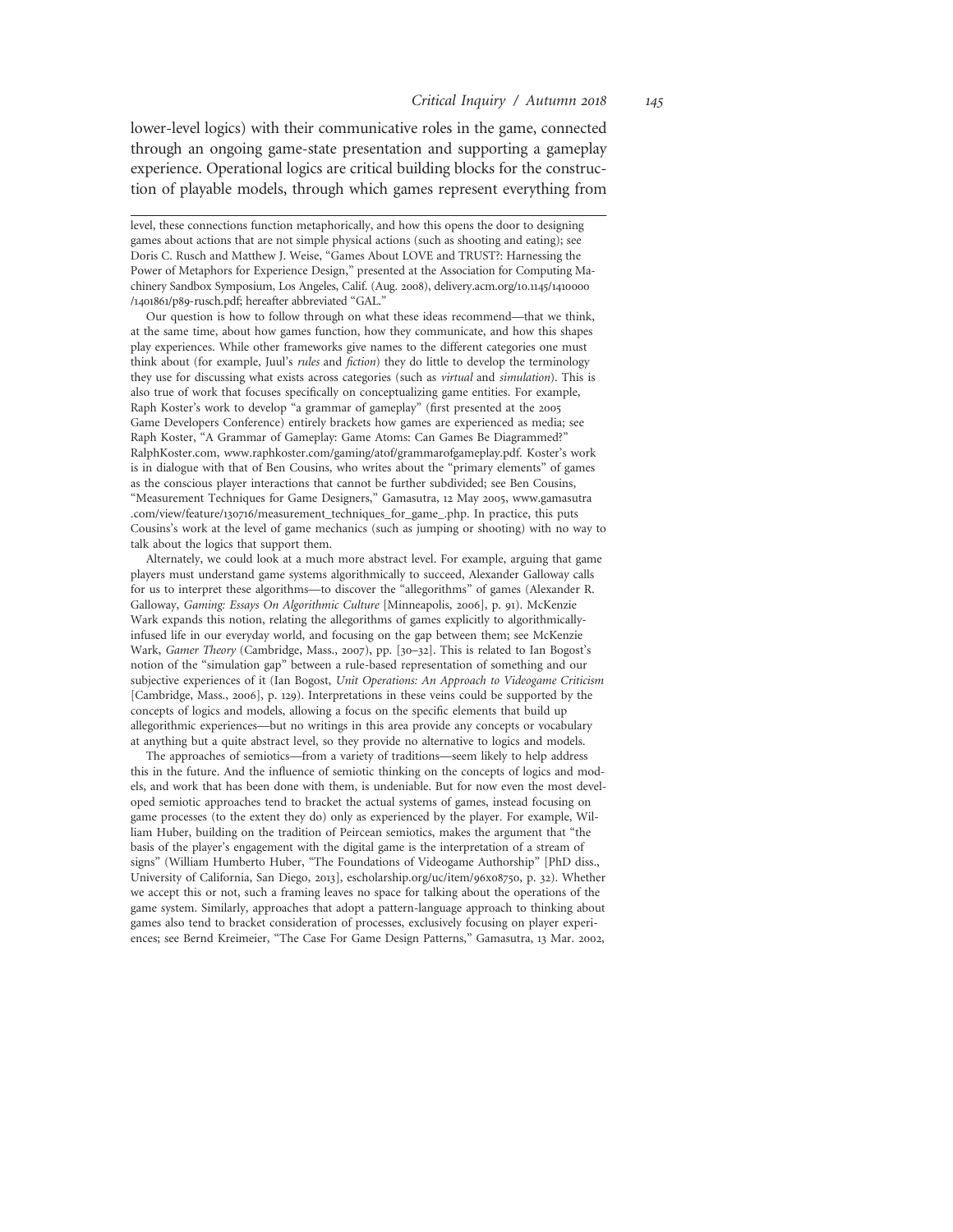lower-level logics) with their communicative roles in the game, connected through an ongoing game-state presentation and supporting a gameplay experience. Operational logics are critical building blocks for the construction of playable models, through which games represent everything from

---

level, these connections function metaphorically, and how this opens the door to designing games about actions that are not simple physical actions (such as shooting and eating); see Doris C. Rusch and Matthew J. Weise, "Games About LOVE and TRUST?: Harnessing the Power of Metaphors for Experience Design," presented at the Association for Computing Machinery Sandbox Symposium, Los Angeles, Calif. (Aug. 2008), delivery.acm.org/10.1145/1410000/1401861/p89-rusch.pdf; hereafter abbreviated "GAL."

Our question is how to follow through on what these ideas recommend—that we think, at the same time, about how games function, how they communicate, and how this shapes play experiences. While other frameworks give names to the different categories one must think about (for example, Juul's *rules* and *fiction*) they do little to develop the terminology they use for discussing what exists across categories (such as *virtual* and *simulation*). This is also true of work that focuses specifically on conceptualizing game entities. For example, Raph Koster's work to develop "a grammar of gameplay" (first presented at the 2005 Game Developers Conference) entirely brackets how games are experienced as media; see Raph Koster, "A Grammar of Gameplay: Game Atoms: Can Games Be Diagrammed?" RalphKoster.com, www.raphkoster.com/gaming/atof/grammarofgameplay.pdf. Koster's work is in dialogue with that of Ben Cousins, who writes about the "primary elements" of games as the conscious player interactions that cannot be further subdivided; see Ben Cousins, "Measurement Techniques for Game Designers," Gamasutra, 12 May 2005, www.gamasutra.com/view/feature/130716/measurement_techniques_for_game_.php. In practice, this puts Cousins's work at the level of game mechanics (such as jumping or shooting) with no way to talk about the logics that support them.

Alternately, we could look at a much more abstract level. For example, arguing that game players must understand game systems algorithmically to succeed, Alexander Galloway calls for us to interpret these algorithms—to discover the "allegorithms" of games (Alexander R. Galloway, *Gaming: Essays On Algorithmic Culture* [Minneapolis, 2006], p. 91). McKenzie Wark expands this notion, relating the allegorithms of games explicitly to algorithmically-infused life in our everyday world, and focusing on the gap between them; see McKenzie Wark, *Gamer Theory* (Cambridge, Mass., 2007), pp. [30–32]. This is related to Ian Bogost's notion of the "simulation gap" between a rule-based representation of something and our subjective experiences of it (Ian Bogost, *Unit Operations: An Approach to Videogame Criticism* [Cambridge, Mass., 2006], p. 129). Interpretations in these veins could be supported by the concepts of logics and models, allowing a focus on the specific elements that build up allegorithmic experiences—but no writings in this area provide any concepts or vocabulary at anything but a quite abstract level, so they provide no alternative to logics and models.

The approaches of semiotics—from a variety of traditions—seem likely to help address this in the future. And the influence of semiotic thinking on the concepts of logics and models, and work that has been done with them, is undeniable. But for now even the most developed semiotic approaches tend to bracket the actual systems of games, instead focusing on game processes (to the extent they do) only as experienced by the player. For example, William Huber, building on the tradition of Peircean semiotics, makes the argument that "the basis of the player's engagement with the digital game is the interpretation of a stream of signs" (William Humberto Huber, "The Foundations of Videogame Authorship" [PhD diss., University of California, San Diego, 2013], escholarship.org/uc/item/96x08750, p. 32). Whether we accept this or not, such a framing leaves no space for talking about the operations of the game system. Similarly, approaches that adopt a pattern-language approach to thinking about games also tend to bracket consideration of processes, exclusively focusing on player experiences; see Bernd Kreimeier, "The Case For Game Design Patterns," Gamasutra, 13 Mar. 2002,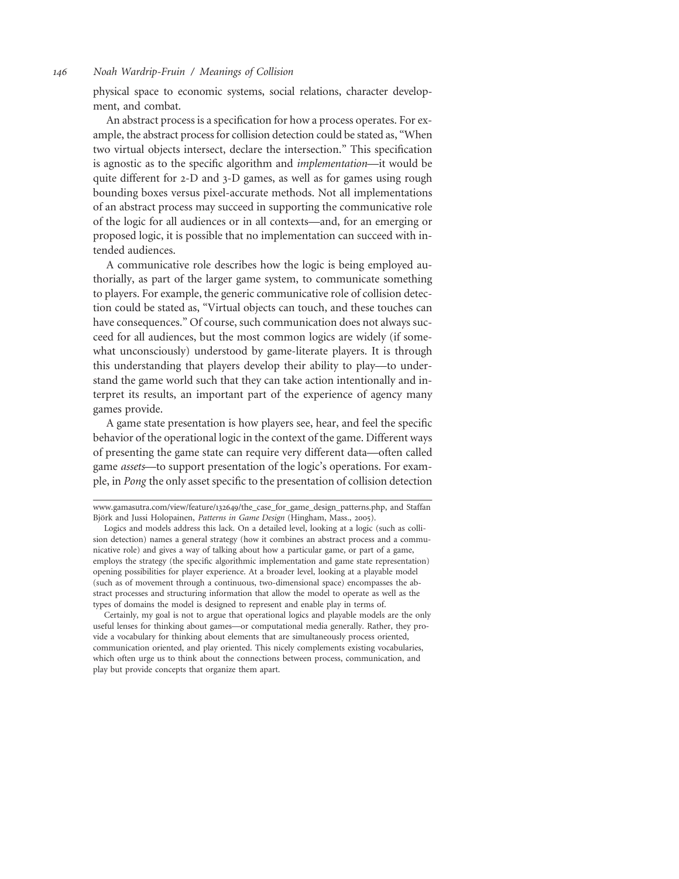physical space to economic systems, social relations, character development, and combat.

An abstract process is a specification for how a process operates. For example, the abstract process for collision detection could be stated as, "When two virtual objects intersect, declare the intersection." This specification is agnostic as to the specific algorithm and *implementation*—it would be quite different for 2-D and 3-D games, as well as for games using rough bounding boxes versus pixel-accurate methods. Not all implementations of an abstract process may succeed in supporting the communicative role of the logic for all audiences or in all contexts—and, for an emerging or proposed logic, it is possible that no implementation can succeed with intended audiences.

A communicative role describes how the logic is being employed authorially, as part of the larger game system, to communicate something to players. For example, the generic communicative role of collision detection could be stated as, "Virtual objects can touch, and these touches can have consequences." Of course, such communication does not always succeed for all audiences, but the most common logics are widely (if somewhat unconsciously) understood by game-literate players. It is through this understanding that players develop their ability to play—to understand the game world such that they can take action intentionally and interpret its results, an important part of the experience of agency many games provide.

A game state presentation is how players see, hear, and feel the specific behavior of the operational logic in the context of the game. Different ways of presenting the game state can require very different data—often called game *assets*—to support presentation of the logic's operations. For example, in *Pong* the only asset specific to the presentation of collision detection

---

www.gamasutra.com/view/feature/132649/the_case_for_game_design_patterns.php, and Staffan Björk and Jussi Holopainen, *Patterns in Game Design* (Hingham, Mass., 2005).

Logics and models address this lack. On a detailed level, looking at a logic (such as collision detection) names a general strategy (how it combines an abstract process and a communicative role) and gives a way of talking about how a particular game, or part of a game, employs the strategy (the specific algorithmic implementation and game state representation) opening possibilities for player experience. At a broader level, looking at a playable model (such as of movement through a continuous, two-dimensional space) encompasses the abstract processes and structuring information that allow the model to operate as well as the types of domains the model is designed to represent and enable play in terms of.

Certainly, my goal is not to argue that operational logics and playable models are the only useful lenses for thinking about games—or computational media generally. Rather, they provide a vocabulary for thinking about elements that are simultaneously process oriented, communication oriented, and play oriented. This nicely complements existing vocabularies, which often urge us to think about the connections between process, communication, and play but provide concepts that organize them apart.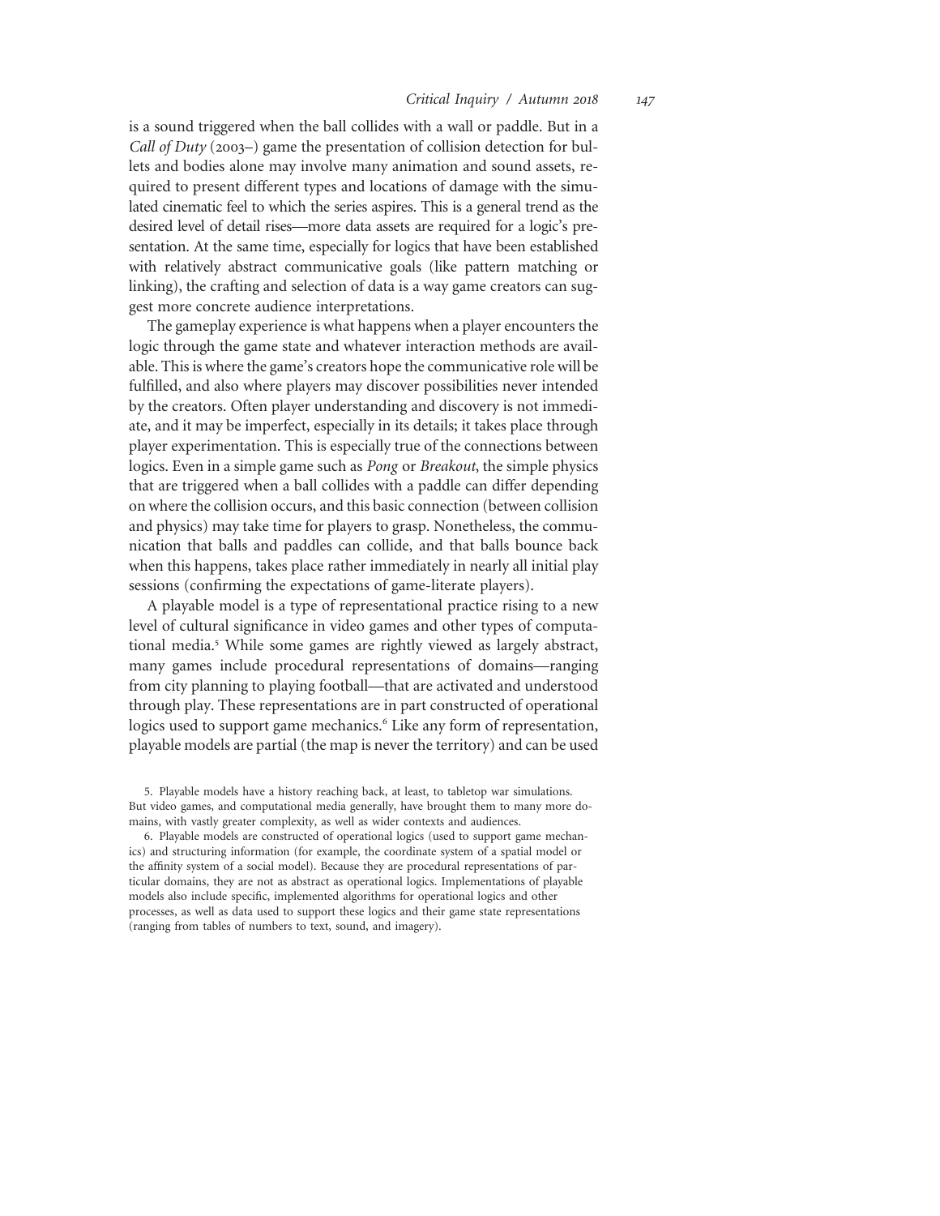is a sound triggered when the ball collides with a wall or paddle. But in a *Call of Duty* (2003–) game the presentation of collision detection for bullets and bodies alone may involve many animation and sound assets, required to present different types and locations of damage with the simulated cinematic feel to which the series aspires. This is a general trend as the desired level of detail rises—more data assets are required for a logic's presentation. At the same time, especially for logics that have been established with relatively abstract communicative goals (like pattern matching or linking), the crafting and selection of data is a way game creators can suggest more concrete audience interpretations.

The gameplay experience is what happens when a player encounters the logic through the game state and whatever interaction methods are available. This is where the game's creators hope the communicative role will be fulfilled, and also where players may discover possibilities never intended by the creators. Often player understanding and discovery is not immediate, and it may be imperfect, especially in its details; it takes place through player experimentation. This is especially true of the connections between logics. Even in a simple game such as *Pong* or *Breakout*, the simple physics that are triggered when a ball collides with a paddle can differ depending on where the collision occurs, and this basic connection (between collision and physics) may take time for players to grasp. Nonetheless, the communication that balls and paddles can collide, and that balls bounce back when this happens, takes place rather immediately in nearly all initial play sessions (confirming the expectations of game-literate players).

A playable model is a type of representational practice rising to a new level of cultural significance in video games and other types of computational media.[5] While some games are rightly viewed as largely abstract, many games include procedural representations of domains—ranging from city planning to playing football—that are activated and understood through play. These representations are in part constructed of operational logics used to support game mechanics.[6] Like any form of representation, playable models are partial (the map is never the territory) and can be used

5. Playable models have a history reaching back, at least, to tabletop war simulations. But video games, and computational media generally, have brought them to many more domains, with vastly greater complexity, as well as wider contexts and audiences.

6. Playable models are constructed of operational logics (used to support game mechanics) and structuring information (for example, the coordinate system of a spatial model or the affinity system of a social model). Because they are procedural representations of particular domains, they are not as abstract as operational logics. Implementations of playable models also include specific, implemented algorithms for operational logics and other processes, as well as data used to support these logics and their game state representations (ranging from tables of numbers to text, sound, and imagery).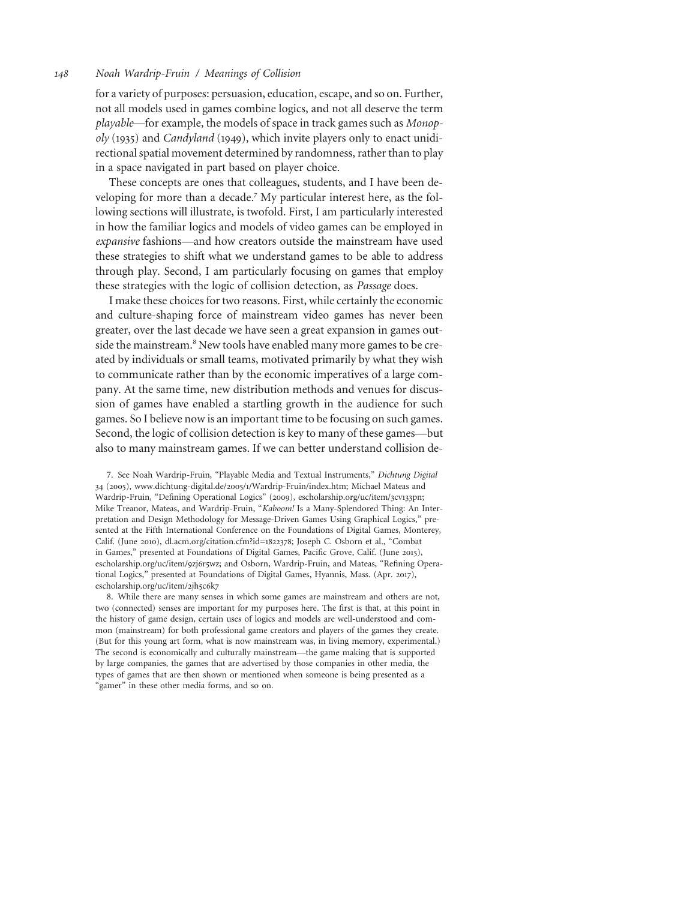for a variety of purposes: persuasion, education, escape, and so on. Further, not all models used in games combine logics, and not all deserve the term *playable*—for example, the models of space in track games such as *Monopoly* (1935) and *Candyland* (1949), which invite players only to enact unidirectional spatial movement determined by randomness, rather than to play in a space navigated in part based on player choice.

These concepts are ones that colleagues, students, and I have been developing for more than a decade.[7] My particular interest here, as the following sections will illustrate, is twofold. First, I am particularly interested in how the familiar logics and models of video games can be employed in *expansive* fashions—and how creators outside the mainstream have used these strategies to shift what we understand games to be able to address through play. Second, I am particularly focusing on games that employ these strategies with the logic of collision detection, as *Passage* does.

I make these choices for two reasons. First, while certainly the economic and culture-shaping force of mainstream video games has never been greater, over the last decade we have seen a great expansion in games outside the mainstream.[8] New tools have enabled many more games to be created by individuals or small teams, motivated primarily by what they wish to communicate rather than by the economic imperatives of a large company. At the same time, new distribution methods and venues for discussion of games have enabled a startling growth in the audience for such games. So I believe now is an important time to be focusing on such games. Second, the logic of collision detection is key to many of these games—but also to many mainstream games. If we can better understand collision de-

7. See Noah Wardrip-Fruin, "Playable Media and Textual Instruments," *Dichtung Digital* 34 (2005), www.dichtung-digital.de/2005/1/Wardrip-Fruin/index.htm; Michael Mateas and Wardrip-Fruin, "Defining Operational Logics" (2009), escholarship.org/uc/item/3cv133pn; Mike Treanor, Mateas, and Wardrip-Fruin, "*Kaboom!* Is a Many-Splendored Thing: An Interpretation and Design Methodology for Message-Driven Games Using Graphical Logics," presented at the Fifth International Conference on the Foundations of Digital Games, Monterey, Calif. (June 2010), dl.acm.org/citation.cfm?id=1822378; Joseph C. Osborn et al., "Combat in Games," presented at Foundations of Digital Games, Pacific Grove, Calif. (June 2015), escholarship.org/uc/item/9zj6r5wz; and Osborn, Wardrip-Fruin, and Mateas, "Refining Operational Logics," presented at Foundations of Digital Games, Hyannis, Mass. (Apr. 2017), escholarship.org/uc/item/2jh5c6k7

8. While there are many senses in which some games are mainstream and others are not, two (connected) senses are important for my purposes here. The first is that, at this point in the history of game design, certain uses of logics and models are well-understood and common (mainstream) for both professional game creators and players of the games they create. (But for this young art form, what is now mainstream was, in living memory, experimental.) The second is economically and culturally mainstream—the game making that is supported by large companies, the games that are advertised by those companies in other media, the types of games that are then shown or mentioned when someone is being presented as a "gamer" in these other media forms, and so on.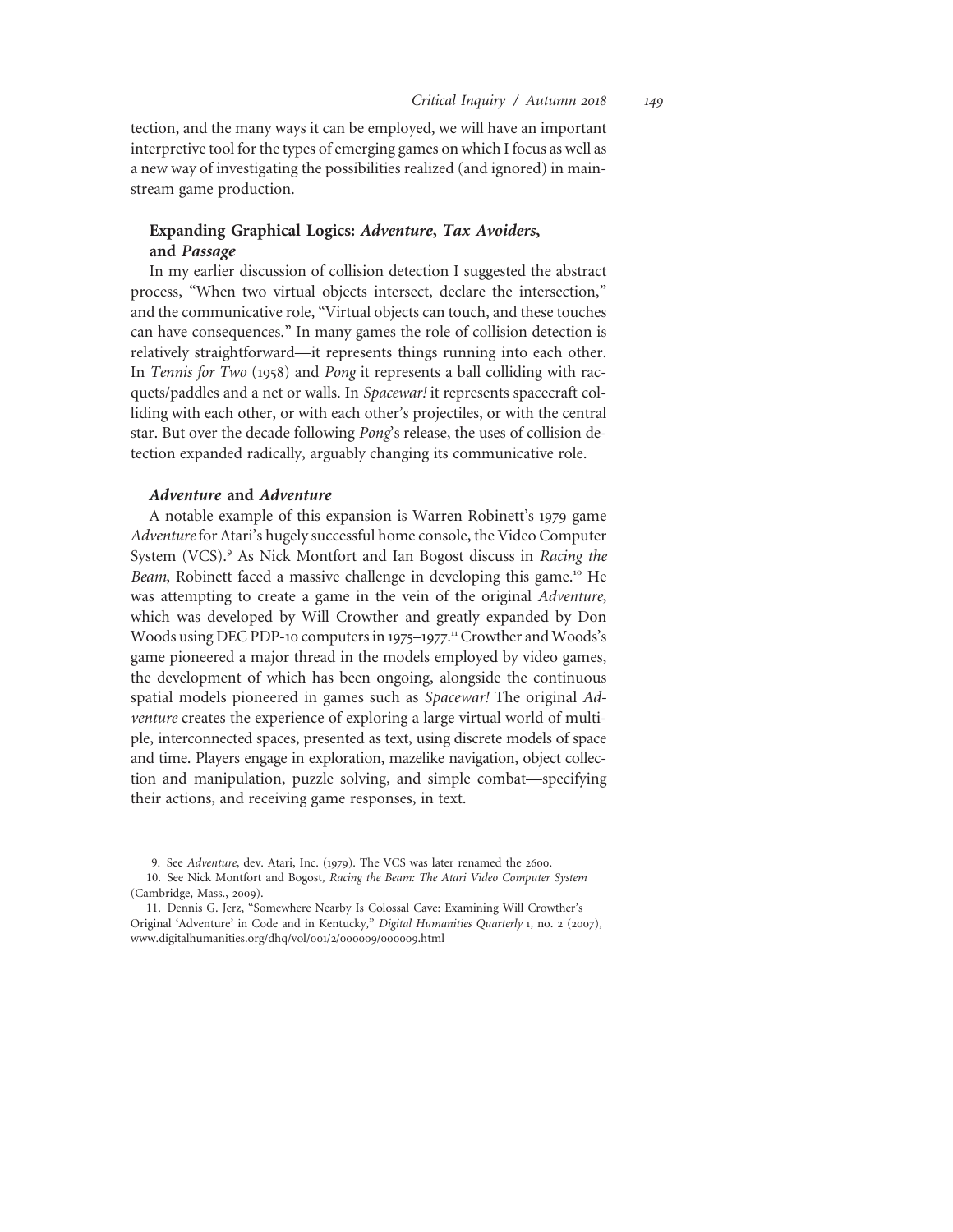tection, and the many ways it can be employed, we will have an important interpretive tool for the types of emerging games on which I focus as well as a new way of investigating the possibilities realized (and ignored) in mainstream game production.

## Expanding Graphical Logics: *Adventure*, *Tax Avoiders*, and *Passage*

In my earlier discussion of collision detection I suggested the abstract process, "When two virtual objects intersect, declare the intersection," and the communicative role, "Virtual objects can touch, and these touches can have consequences." In many games the role of collision detection is relatively straightforward—it represents things running into each other. In *Tennis for Two* (1958) and *Pong* it represents a ball colliding with racquets/paddles and a net or walls. In *Spacewar!* it represents spacecraft colliding with each other, or with each other's projectiles, or with the central star. But over the decade following *Pong*'s release, the uses of collision detection expanded radically, arguably changing its communicative role.

### *Adventure* and *Adventure*

A notable example of this expansion is Warren Robinett's 1979 game *Adventure* for Atari's hugely successful home console, the Video Computer System (VCS).[9] As Nick Montfort and Ian Bogost discuss in *Racing the Beam*, Robinett faced a massive challenge in developing this game.[10] He was attempting to create a game in the vein of the original *Adventure*, which was developed by Will Crowther and greatly expanded by Don Woods using DEC PDP-10 computers in 1975–1977.[11] Crowther and Woods's game pioneered a major thread in the models employed by video games, the development of which has been ongoing, alongside the continuous spatial models pioneered in games such as *Spacewar!* The original *Adventure* creates the experience of exploring a large virtual world of multiple, interconnected spaces, presented as text, using discrete models of space and time. Players engage in exploration, mazelike navigation, object collection and manipulation, puzzle solving, and simple combat—specifying their actions, and receiving game responses, in text.

9. See *Adventure*, dev. Atari, Inc. (1979). The VCS was later renamed the 2600.

10. See Nick Montfort and Bogost, *Racing the Beam: The Atari Video Computer System* (Cambridge, Mass., 2009).

11. Dennis G. Jerz, "Somewhere Nearby Is Colossal Cave: Examining Will Crowther's Original 'Adventure' in Code and in Kentucky," *Digital Humanities Quarterly* 1, no. 2 (2007), www.digitalhumanities.org/dhq/vol/001/2/000009/000009.html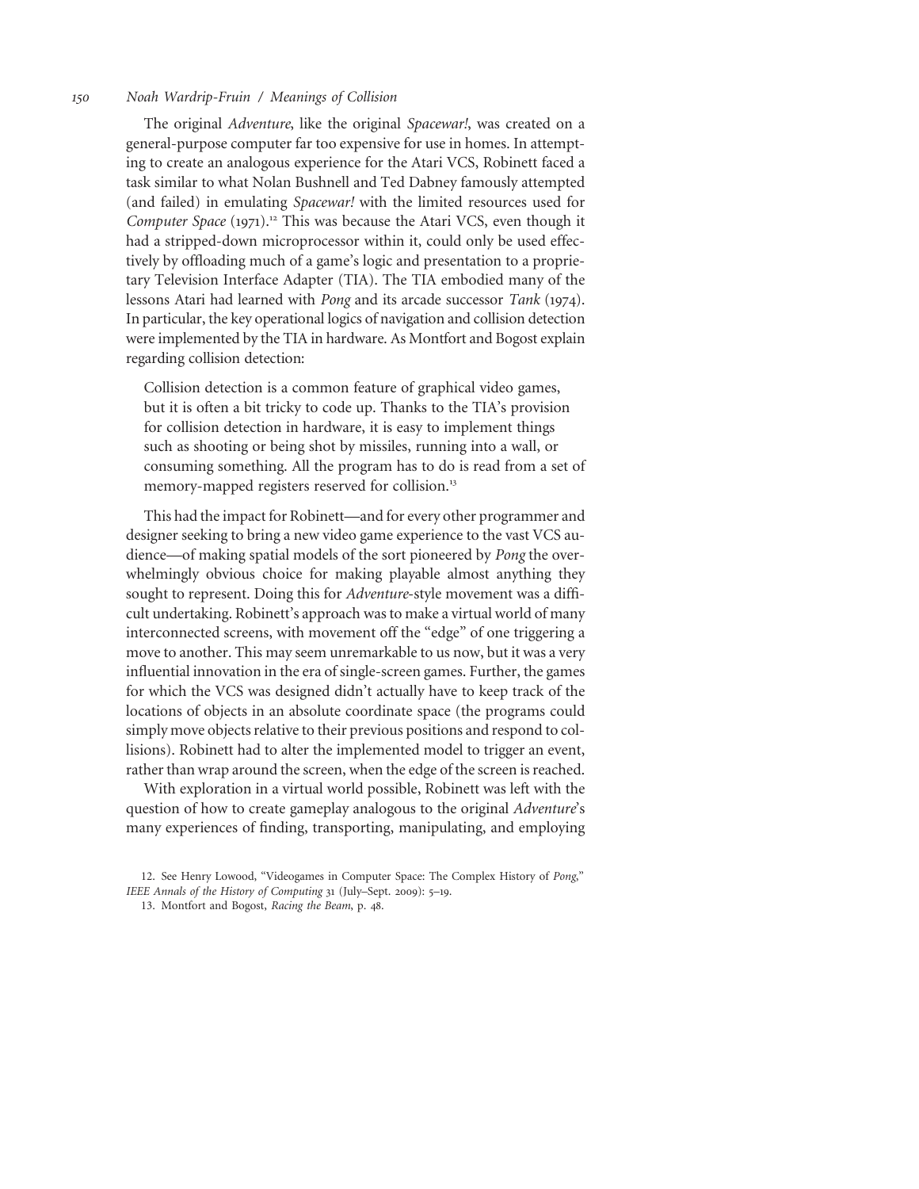The original *Adventure*, like the original *Spacewar!*, was created on a general-purpose computer far too expensive for use in homes. In attempting to create an analogous experience for the Atari VCS, Robinett faced a task similar to what Nolan Bushnell and Ted Dabney famously attempted (and failed) in emulating *Spacewar!* with the limited resources used for *Computer Space* (1971).[12] This was because the Atari VCS, even though it had a stripped-down microprocessor within it, could only be used effectively by offloading much of a game's logic and presentation to a proprietary Television Interface Adapter (TIA). The TIA embodied many of the lessons Atari had learned with *Pong* and its arcade successor *Tank* (1974). In particular, the key operational logics of navigation and collision detection were implemented by the TIA in hardware. As Montfort and Bogost explain regarding collision detection:

> Collision detection is a common feature of graphical video games, but it is often a bit tricky to code up. Thanks to the TIA's provision for collision detection in hardware, it is easy to implement things such as shooting or being shot by missiles, running into a wall, or consuming something. All the program has to do is read from a set of memory-mapped registers reserved for collision.[13]

This had the impact for Robinett—and for every other programmer and designer seeking to bring a new video game experience to the vast VCS audience—of making spatial models of the sort pioneered by *Pong* the overwhelmingly obvious choice for making playable almost anything they sought to represent. Doing this for *Adventure*-style movement was a difficult undertaking. Robinett's approach was to make a virtual world of many interconnected screens, with movement off the "edge" of one triggering a move to another. This may seem unremarkable to us now, but it was a very influential innovation in the era of single-screen games. Further, the games for which the VCS was designed didn't actually have to keep track of the locations of objects in an absolute coordinate space (the programs could simply move objects relative to their previous positions and respond to collisions). Robinett had to alter the implemented model to trigger an event, rather than wrap around the screen, when the edge of the screen is reached.

With exploration in a virtual world possible, Robinett was left with the question of how to create gameplay analogous to the original *Adventure*'s many experiences of finding, transporting, manipulating, and employing

12. See Henry Lowood, "Videogames in Computer Space: The Complex History of *Pong*," *IEEE Annals of the History of Computing* 31 (July–Sept. 2009): 5–19.

13. Montfort and Bogost, *Racing the Beam*, p. 48.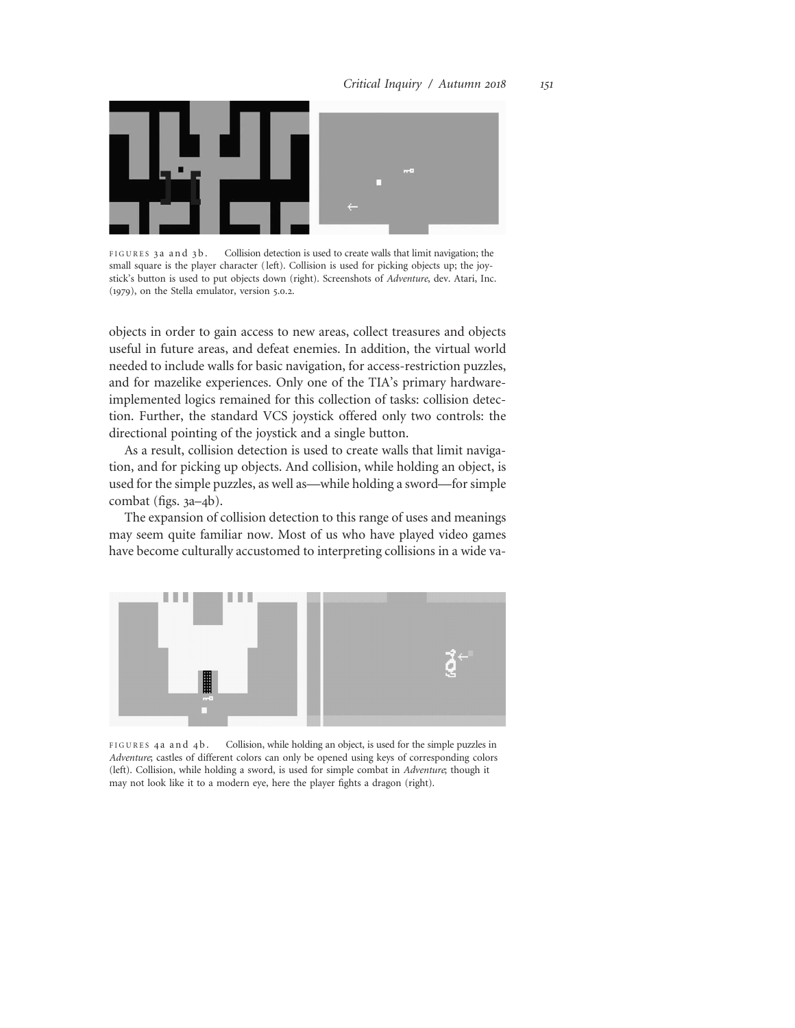FIGURES 3a and 3b. Collision detection is used to create walls that limit navigation; the small square is the player character (left). Collision is used for picking objects up; the joystick's button is used to put objects down (right). Screenshots of *Adventure*, dev. Atari, Inc. (1979), on the Stella emulator, version 5.0.2.

objects in order to gain access to new areas, collect treasures and objects useful in future areas, and defeat enemies. In addition, the virtual world needed to include walls for basic navigation, for access-restriction puzzles, and for mazelike experiences. Only one of the TIA's primary hardware-implemented logics remained for this collection of tasks: collision detection. Further, the standard VCS joystick offered only two controls: the directional pointing of the joystick and a single button.

As a result, collision detection is used to create walls that limit navigation, and for picking up objects. And collision, while holding an object, is used for the simple puzzles, as well as—while holding a sword—for simple combat (figs. 3a–4b).

The expansion of collision detection to this range of uses and meanings may seem quite familiar now. Most of us who have played video games have become culturally accustomed to interpreting collisions in a wide va-

FIGURES 4a and 4b. Collision, while holding an object, is used for the simple puzzles in *Adventure*; castles of different colors can only be opened using keys of corresponding colors (left). Collision, while holding a sword, is used for simple combat in *Adventure*; though it may not look like it to a modern eye, here the player fights a dragon (right).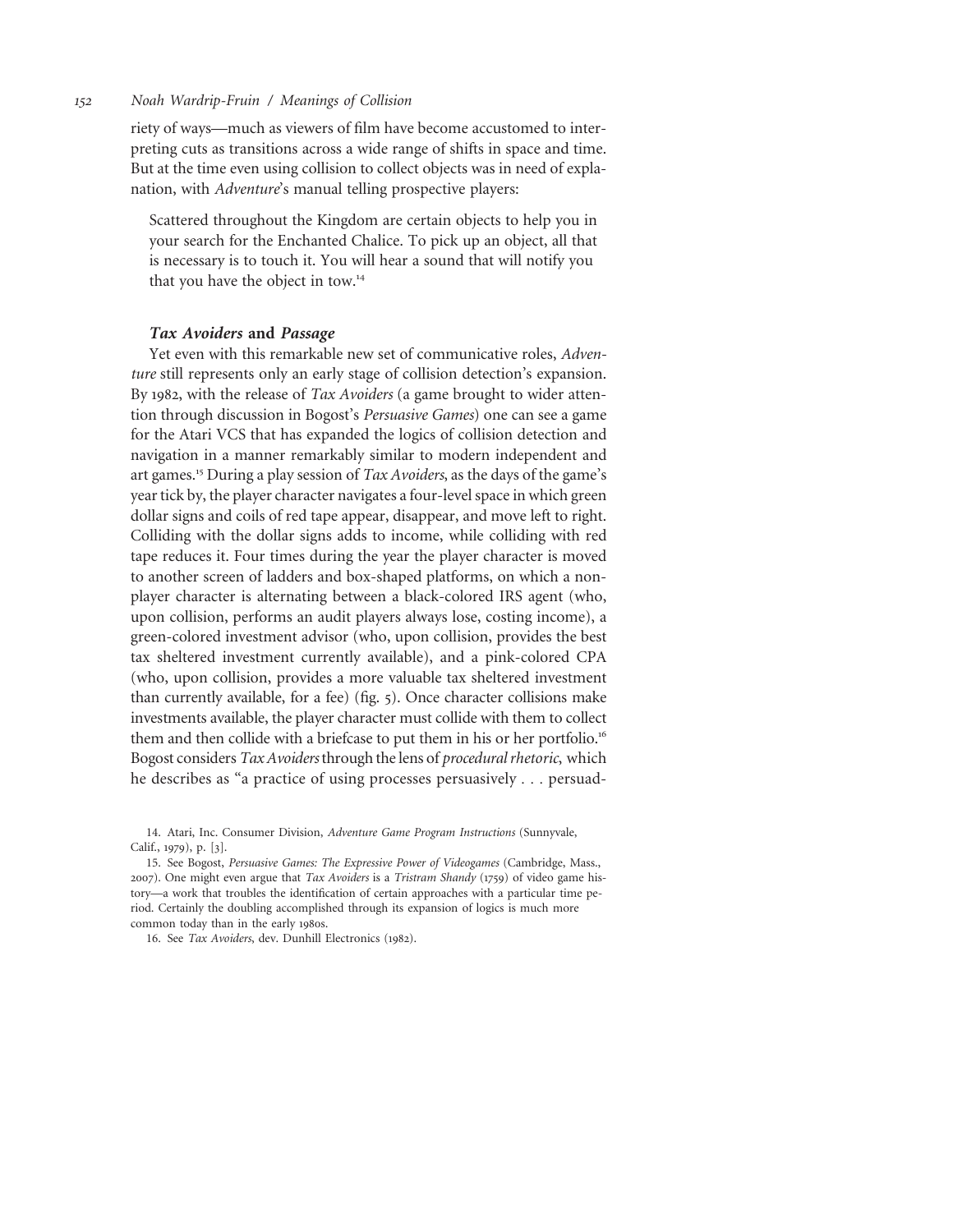riety of ways—much as viewers of film have become accustomed to interpreting cuts as transitions across a wide range of shifts in space and time. But at the time even using collision to collect objects was in need of explanation, with *Adventure*'s manual telling prospective players:

> Scattered throughout the Kingdom are certain objects to help you in your search for the Enchanted Chalice. To pick up an object, all that is necessary is to touch it. You will hear a sound that will notify you that you have the object in tow.[14]

### *Tax Avoiders* and *Passage*

Yet even with this remarkable new set of communicative roles, *Adventure* still represents only an early stage of collision detection's expansion. By 1982, with the release of *Tax Avoiders* (a game brought to wider attention through discussion in Bogost's *Persuasive Games*) one can see a game for the Atari VCS that has expanded the logics of collision detection and navigation in a manner remarkably similar to modern independent and art games.[15] During a play session of *Tax Avoiders*, as the days of the game's year tick by, the player character navigates a four-level space in which green dollar signs and coils of red tape appear, disappear, and move left to right. Colliding with the dollar signs adds to income, while colliding with red tape reduces it. Four times during the year the player character is moved to another screen of ladders and box-shaped platforms, on which a non-player character is alternating between a black-colored IRS agent (who, upon collision, performs an audit players always lose, costing income), a green-colored investment advisor (who, upon collision, provides the best tax sheltered investment currently available), and a pink-colored CPA (who, upon collision, provides a more valuable tax sheltered investment than currently available, for a fee) (fig. 5). Once character collisions make investments available, the player character must collide with them to collect them and then collide with a briefcase to put them in his or her portfolio.[16] Bogost considers *Tax Avoiders* through the lens of *procedural rhetoric*, which he describes as "a practice of using processes persuasively . . . persuad-

14. Atari, Inc. Consumer Division, *Adventure Game Program Instructions* (Sunnyvale, Calif., 1979), p. [3].

15. See Bogost, *Persuasive Games: The Expressive Power of Videogames* (Cambridge, Mass., 2007). One might even argue that *Tax Avoiders* is a *Tristram Shandy* (1759) of video game history—a work that troubles the identification of certain approaches with a particular time period. Certainly the doubling accomplished through its expansion of logics is much more common today than in the early 1980s.

16. See *Tax Avoiders*, dev. Dunhill Electronics (1982).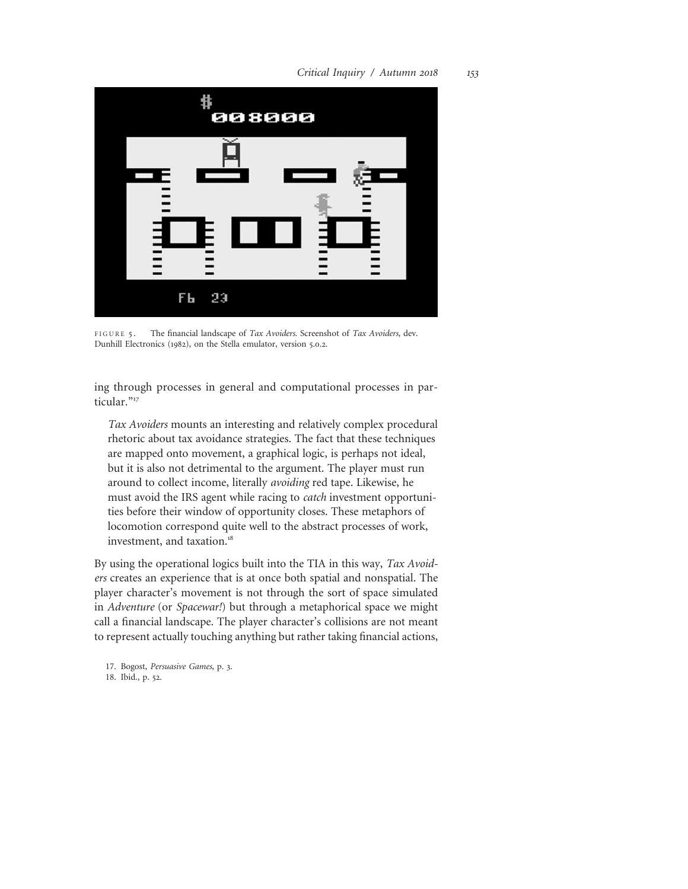FIGURE 5. The financial landscape of *Tax Avoiders*. Screenshot of *Tax Avoiders*, dev. Dunhill Electronics (1982), on the Stella emulator, version 5.0.2.

ing through processes in general and computational processes in particular."[17]

> *Tax Avoiders* mounts an interesting and relatively complex procedural rhetoric about tax avoidance strategies. The fact that these techniques are mapped onto movement, a graphical logic, is perhaps not ideal, but it is also not detrimental to the argument. The player must run around to collect income, literally *avoiding* red tape. Likewise, he must avoid the IRS agent while racing to *catch* investment opportunities before their window of opportunity closes. These metaphors of locomotion correspond quite well to the abstract processes of work, investment, and taxation.[18]

By using the operational logics built into the TIA in this way, *Tax Avoiders* creates an experience that is at once both spatial and nonspatial. The player character's movement is not through the sort of space simulated in *Adventure* (or *Spacewar!*) but through a metaphorical space we might call a financial landscape. The player character's collisions are not meant to represent actually touching anything but rather taking financial actions,

17. Bogost, *Persuasive Games*, p. 3.

18. Ibid., p. 52.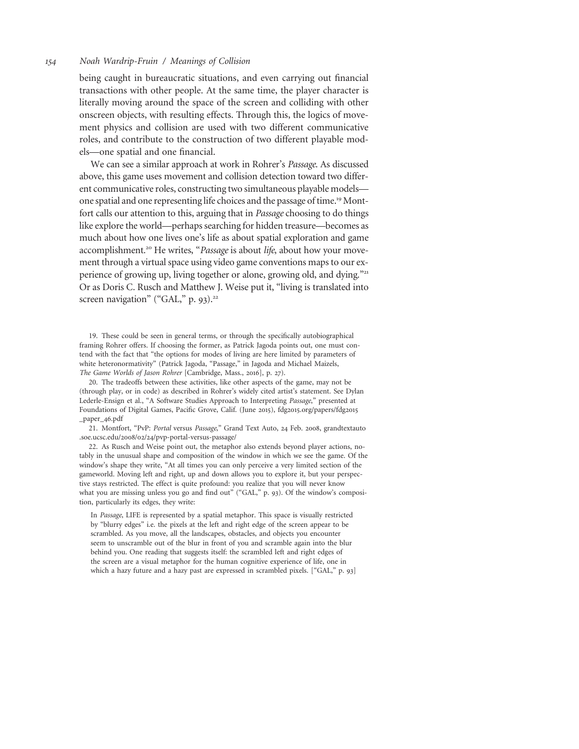being caught in bureaucratic situations, and even carrying out financial transactions with other people. At the same time, the player character is literally moving around the space of the screen and colliding with other onscreen objects, with resulting effects. Through this, the logics of movement physics and collision are used with two different communicative roles, and contribute to the construction of two different playable models—one spatial and one financial.

We can see a similar approach at work in Rohrer's *Passage*. As discussed above, this game uses movement and collision detection toward two different communicative roles, constructing two simultaneous playable models—one spatial and one representing life choices and the passage of time.[19] Montfort calls our attention to this, arguing that in *Passage* choosing to do things like explore the world—perhaps searching for hidden treasure—becomes as much about how one lives one's life as about spatial exploration and game accomplishment.[20] He writes, "*Passage* is about *life*, about how your movement through a virtual space using video game conventions maps to our experience of growing up, living together or alone, growing old, and dying."[21] Or as Doris C. Rusch and Matthew J. Weise put it, "living is translated into screen navigation" ("GAL," p. 93).[22]

19. These could be seen in general terms, or through the specifically autobiographical framing Rohrer offers. If choosing the former, as Patrick Jagoda points out, one must contend with the fact that "the options for modes of living are here limited by parameters of white heteronormativity" (Patrick Jagoda, "Passage," in Jagoda and Michael Maizels, *The Game Worlds of Jason Rohrer* [Cambridge, Mass., 2016], p. 27).

20. The tradeoffs between these activities, like other aspects of the game, may not be (through play, or in code) as described in Rohrer's widely cited artist's statement. See Dylan Lederle-Ensign et al., "A Software Studies Approach to Interpreting *Passage*," presented at Foundations of Digital Games, Pacific Grove, Calif. (June 2015), fdg2015.org/papers/fdg2015_paper_46.pdf

21. Montfort, "PvP: *Portal* versus *Passage*," Grand Text Auto, 24 Feb. 2008, grandtextauto.soe.ucsc.edu/2008/02/24/pvp-portal-versus-passage/

22. As Rusch and Weise point out, the metaphor also extends beyond player actions, notably in the unusual shape and composition of the window in which we see the game. Of the window's shape they write, "At all times you can only perceive a very limited section of the gameworld. Moving left and right, up and down allows you to explore it, but your perspective stays restricted. The effect is quite profound: you realize that you will never know what you are missing unless you go and find out" ("GAL," p. 93). Of the window's composition, particularly its edges, they write:

> In *Passage*, LIFE is represented by a spatial metaphor. This space is visually restricted by "blurry edges" i.e. the pixels at the left and right edge of the screen appear to be scrambled. As you move, all the landscapes, obstacles, and objects you encounter seem to unscramble out of the blur in front of you and scramble again into the blur behind you. One reading that suggests itself: the scrambled left and right edges of the screen are a visual metaphor for the human cognitive experience of life, one in which a hazy future and a hazy past are expressed in scrambled pixels. ["GAL," p. 93]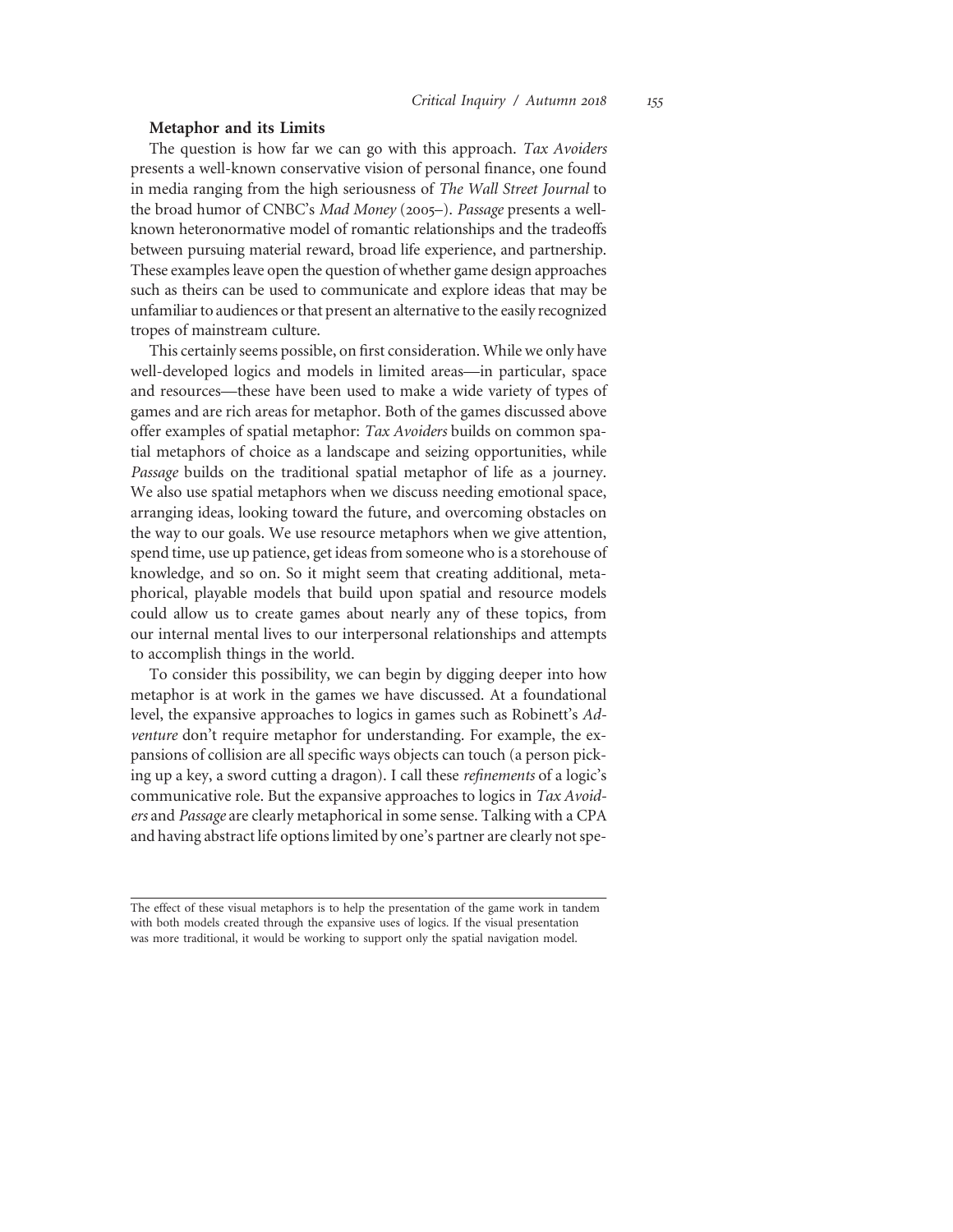### Metaphor and its Limits

The question is how far we can go with this approach. *Tax Avoiders* presents a well-known conservative vision of personal finance, one found in media ranging from the high seriousness of *The Wall Street Journal* to the broad humor of CNBC's *Mad Money* (2005–). *Passage* presents a well-known heteronormative model of romantic relationships and the tradeoffs between pursuing material reward, broad life experience, and partnership. These examples leave open the question of whether game design approaches such as theirs can be used to communicate and explore ideas that may be unfamiliar to audiences or that present an alternative to the easily recognized tropes of mainstream culture.

This certainly seems possible, on first consideration. While we only have well-developed logics and models in limited areas—in particular, space and resources—these have been used to make a wide variety of types of games and are rich areas for metaphor. Both of the games discussed above offer examples of spatial metaphor: *Tax Avoiders* builds on common spatial metaphors of choice as a landscape and seizing opportunities, while *Passage* builds on the traditional spatial metaphor of life as a journey. We also use spatial metaphors when we discuss needing emotional space, arranging ideas, looking toward the future, and overcoming obstacles on the way to our goals. We use resource metaphors when we give attention, spend time, use up patience, get ideas from someone who is a storehouse of knowledge, and so on. So it might seem that creating additional, metaphorical, playable models that build upon spatial and resource models could allow us to create games about nearly any of these topics, from our internal mental lives to our interpersonal relationships and attempts to accomplish things in the world.

To consider this possibility, we can begin by digging deeper into how metaphor is at work in the games we have discussed. At a foundational level, the expansive approaches to logics in games such as Robinett's *Adventure* don't require metaphor for understanding. For example, the expansions of collision are all specific ways objects can touch (a person picking up a key, a sword cutting a dragon). I call these *refinements* of a logic's communicative role. But the expansive approaches to logics in *Tax Avoiders* and *Passage* are clearly metaphorical in some sense. Talking with a CPA and having abstract life options limited by one's partner are clearly not spe-

---

The effect of these visual metaphors is to help the presentation of the game work in tandem with both models created through the expansive uses of logics. If the visual presentation was more traditional, it would be working to support only the spatial navigation model.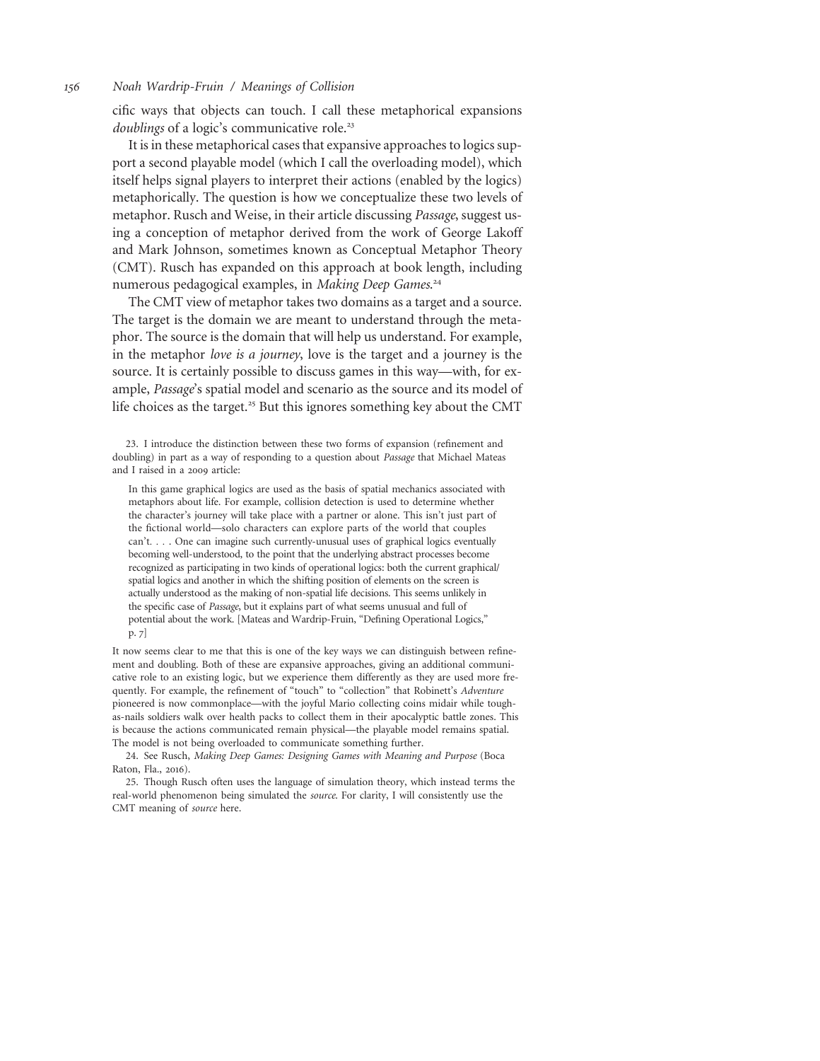cific ways that objects can touch. I call these metaphorical expansions *doublings* of a logic's communicative role.[23]

It is in these metaphorical cases that expansive approaches to logics support a second playable model (which I call the overloading model), which itself helps signal players to interpret their actions (enabled by the logics) metaphorically. The question is how we conceptualize these two levels of metaphor. Rusch and Weise, in their article discussing *Passage*, suggest using a conception of metaphor derived from the work of George Lakoff and Mark Johnson, sometimes known as Conceptual Metaphor Theory (CMT). Rusch has expanded on this approach at book length, including numerous pedagogical examples, in *Making Deep Games*.[24]

The CMT view of metaphor takes two domains as a target and a source. The target is the domain we are meant to understand through the metaphor. The source is the domain that will help us understand. For example, in the metaphor *love is a journey*, love is the target and a journey is the source. It is certainly possible to discuss games in this way—with, for example, *Passage*'s spatial model and scenario as the source and its model of life choices as the target.[25] But this ignores something key about the CMT

23. I introduce the distinction between these two forms of expansion (refinement and doubling) in part as a way of responding to a question about *Passage* that Michael Mateas and I raised in a 2009 article:

> In this game graphical logics are used as the basis of spatial mechanics associated with metaphors about life. For example, collision detection is used to determine whether the character's journey will take place with a partner or alone. This isn't just part of the fictional world—solo characters can explore parts of the world that couples can't. . . . One can imagine such currently-unusual uses of graphical logics eventually becoming well-understood, to the point that the underlying abstract processes become recognized as participating in two kinds of operational logics: both the current graphical/spatial logics and another in which the shifting position of elements on the screen is actually understood as the making of non-spatial life decisions. This seems unlikely in the specific case of *Passage*, but it explains part of what seems unusual and full of potential about the work. [Mateas and Wardrip-Fruin, "Defining Operational Logics," p. 7]

It now seems clear to me that this is one of the key ways we can distinguish between refinement and doubling. Both of these are expansive approaches, giving an additional communicative role to an existing logic, but we experience them differently as they are used more frequently. For example, the refinement of "touch" to "collection" that Robinett's *Adventure* pioneered is now commonplace—with the joyful Mario collecting coins midair while tough-as-nails soldiers walk over health packs to collect them in their apocalyptic battle zones. This is because the actions communicated remain physical—the playable model remains spatial. The model is not being overloaded to communicate something further.

24. See Rusch, *Making Deep Games: Designing Games with Meaning and Purpose* (Boca Raton, Fla., 2016).

25. Though Rusch often uses the language of simulation theory, which instead terms the real-world phenomenon being simulated the *source*. For clarity, I will consistently use the CMT meaning of *source* here.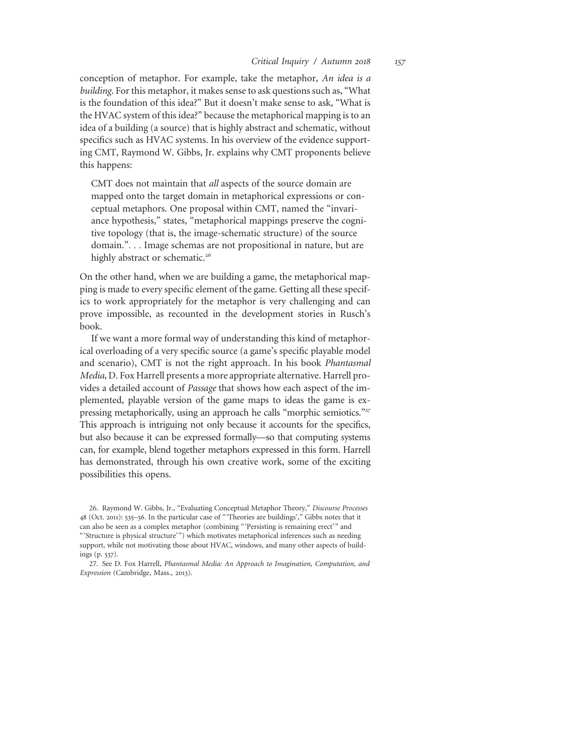conception of metaphor. For example, take the metaphor, *An idea is a building*. For this metaphor, it makes sense to ask questions such as, "What is the foundation of this idea?" But it doesn't make sense to ask, "What is the HVAC system of this idea?" because the metaphorical mapping is to an idea of a building (a source) that is highly abstract and schematic, without specifics such as HVAC systems. In his overview of the evidence supporting CMT, Raymond W. Gibbs, Jr. explains why CMT proponents believe this happens:

> CMT does not maintain that *all* aspects of the source domain are mapped onto the target domain in metaphorical expressions or conceptual metaphors. One proposal within CMT, named the "invariance hypothesis," states, "metaphorical mappings preserve the cognitive topology (that is, the image-schematic structure) of the source domain.". . . Image schemas are not propositional in nature, but are highly abstract or schematic.[26]

On the other hand, when we are building a game, the metaphorical mapping is made to every specific element of the game. Getting all these specifics to work appropriately for the metaphor is very challenging and can prove impossible, as recounted in the development stories in Rusch's book.

If we want a more formal way of understanding this kind of metaphorical overloading of a very specific source (a game's specific playable model and scenario), CMT is not the right approach. In his book *Phantasmal Media*, D. Fox Harrell presents a more appropriate alternative. Harrell provides a detailed account of *Passage* that shows how each aspect of the implemented, playable version of the game maps to ideas the game is expressing metaphorically, using an approach he calls "morphic semiotics."[27] This approach is intriguing not only because it accounts for the specifics, but also because it can be expressed formally—so that computing systems can, for example, blend together metaphors expressed in this form. Harrell has demonstrated, through his own creative work, some of the exciting possibilities this opens.

26. Raymond W. Gibbs, Jr., "Evaluating Conceptual Metaphor Theory," *Discourse Processes* 48 (Oct. 2011): 535–36. In the particular case of "'Theories are buildings'," Gibbs notes that it can also be seen as a complex metaphor (combining "'Persisting is remaining erect'" and "'Structure is physical structure'") which motivates metaphorical inferences such as needing support, while not motivating those about HVAC, windows, and many other aspects of buildings (p. 537).

27. See D. Fox Harrell, *Phantasmal Media: An Approach to Imagination, Computation, and Expression* (Cambridge, Mass., 2013).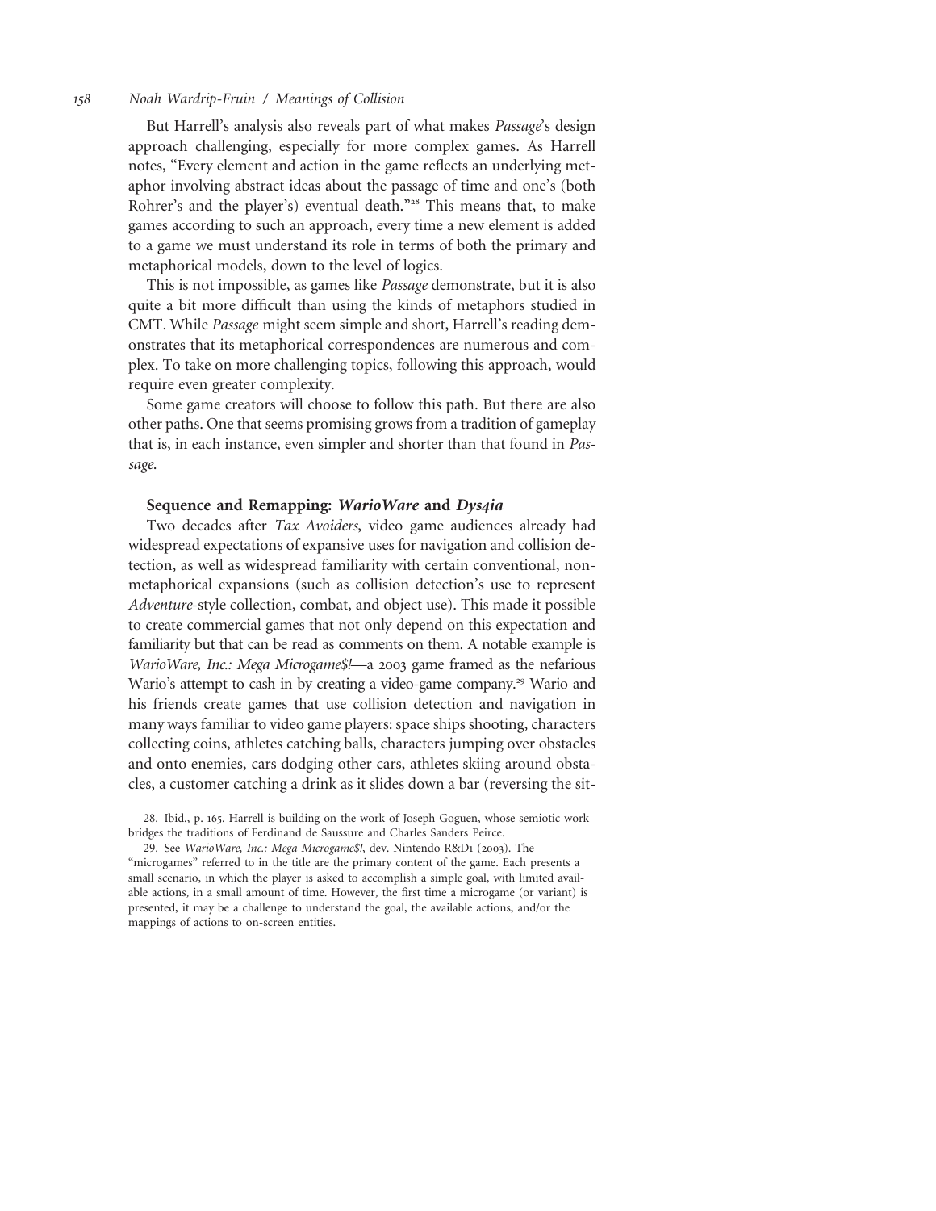But Harrell's analysis also reveals part of what makes *Passage*'s design approach challenging, especially for more complex games. As Harrell notes, "Every element and action in the game reflects an underlying metaphor involving abstract ideas about the passage of time and one's (both Rohrer's and the player's) eventual death."[28] This means that, to make games according to such an approach, every time a new element is added to a game we must understand its role in terms of both the primary and metaphorical models, down to the level of logics.

This is not impossible, as games like *Passage* demonstrate, but it is also quite a bit more difficult than using the kinds of metaphors studied in CMT. While *Passage* might seem simple and short, Harrell's reading demonstrates that its metaphorical correspondences are numerous and complex. To take on more challenging topics, following this approach, would require even greater complexity.

Some game creators will choose to follow this path. But there are also other paths. One that seems promising grows from a tradition of gameplay that is, in each instance, even simpler and shorter than that found in *Passage*.

### Sequence and Remapping: *WarioWare* and *Dys4ia*

Two decades after *Tax Avoiders*, video game audiences already had widespread expectations of expansive uses for navigation and collision detection, as well as widespread familiarity with certain conventional, non-metaphorical expansions (such as collision detection's use to represent *Adventure*-style collection, combat, and object use). This made it possible to create commercial games that not only depend on this expectation and familiarity but that can be read as comments on them. A notable example is *WarioWare, Inc.: Mega Microgame$!*—a 2003 game framed as the nefarious Wario's attempt to cash in by creating a video-game company.[29] Wario and his friends create games that use collision detection and navigation in many ways familiar to video game players: space ships shooting, characters collecting coins, athletes catching balls, characters jumping over obstacles and onto enemies, cars dodging other cars, athletes skiing around obstacles, a customer catching a drink as it slides down a bar (reversing the sit-

28. Ibid., p. 165. Harrell is building on the work of Joseph Goguen, whose semiotic work bridges the traditions of Ferdinand de Saussure and Charles Sanders Peirce.

29. See *WarioWare, Inc.: Mega Microgame$!*, dev. Nintendo R&D1 (2003). The "microgames" referred to in the title are the primary content of the game. Each presents a small scenario, in which the player is asked to accomplish a simple goal, with limited available actions, in a small amount of time. However, the first time a microgame (or variant) is presented, it may be a challenge to understand the goal, the available actions, and/or the mappings of actions to on-screen entities.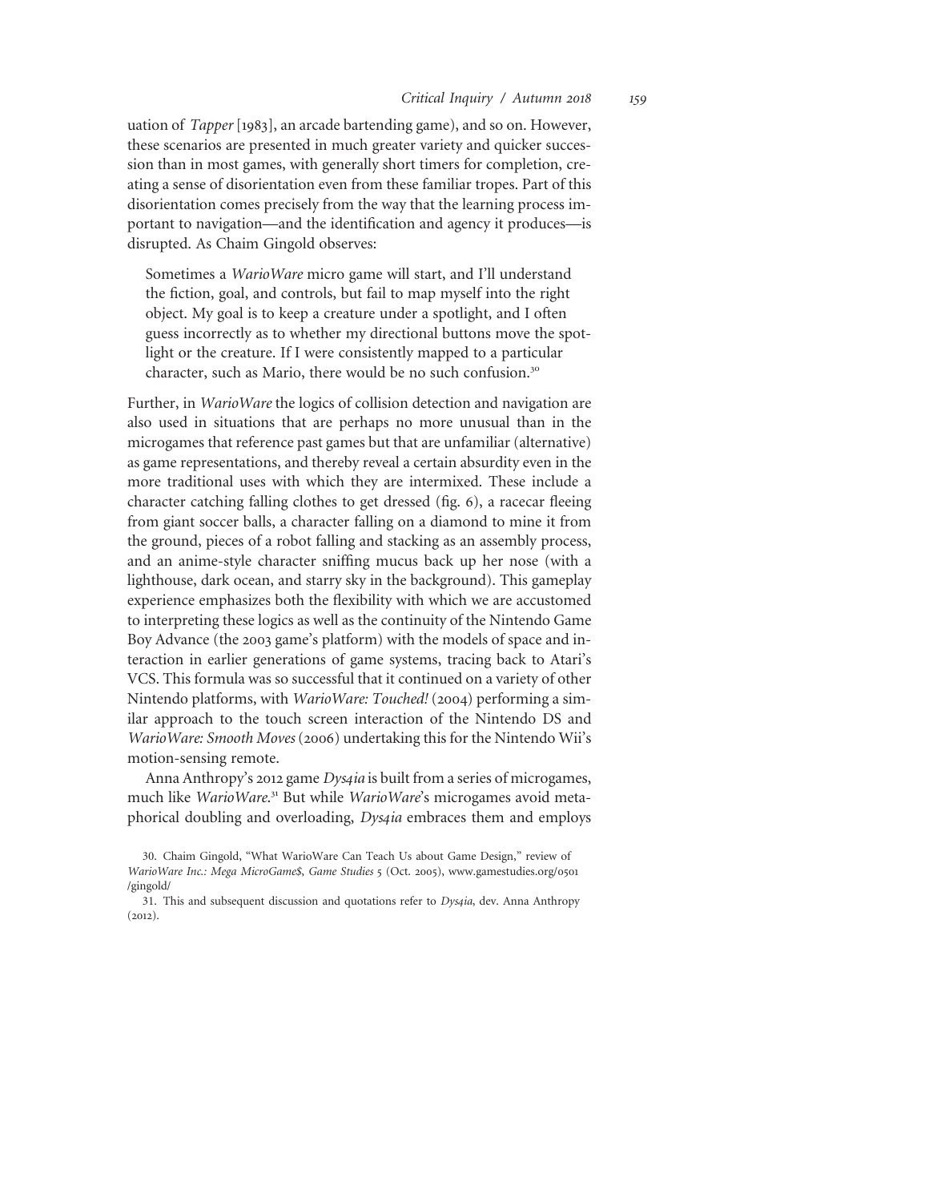uation of *Tapper* [1983], an arcade bartending game), and so on. However, these scenarios are presented in much greater variety and quicker succession than in most games, with generally short timers for completion, creating a sense of disorientation even from these familiar tropes. Part of this disorientation comes precisely from the way that the learning process important to navigation—and the identification and agency it produces—is disrupted. As Chaim Gingold observes:

> Sometimes a *WarioWare* micro game will start, and I'll understand the fiction, goal, and controls, but fail to map myself into the right object. My goal is to keep a creature under a spotlight, and I often guess incorrectly as to whether my directional buttons move the spotlight or the creature. If I were consistently mapped to a particular character, such as Mario, there would be no such confusion.[30]

Further, in *WarioWare* the logics of collision detection and navigation are also used in situations that are perhaps no more unusual than in the microgames that reference past games but that are unfamiliar (alternative) as game representations, and thereby reveal a certain absurdity even in the more traditional uses with which they are intermixed. These include a character catching falling clothes to get dressed (fig. 6), a racecar fleeing from giant soccer balls, a character falling on a diamond to mine it from the ground, pieces of a robot falling and stacking as an assembly process, and an anime-style character sniffing mucus back up her nose (with a lighthouse, dark ocean, and starry sky in the background). This gameplay experience emphasizes both the flexibility with which we are accustomed to interpreting these logics as well as the continuity of the Nintendo Game Boy Advance (the 2003 game's platform) with the models of space and interaction in earlier generations of game systems, tracing back to Atari's VCS. This formula was so successful that it continued on a variety of other Nintendo platforms, with *WarioWare: Touched!* (2004) performing a similar approach to the touch screen interaction of the Nintendo DS and *WarioWare: Smooth Moves* (2006) undertaking this for the Nintendo Wii's motion-sensing remote.

Anna Anthropy's 2012 game *Dys4ia* is built from a series of microgames, much like *WarioWare*.[31] But while *WarioWare*'s microgames avoid metaphorical doubling and overloading, *Dys4ia* embraces them and employs

30. Chaim Gingold, "What WarioWare Can Teach Us about Game Design," review of *WarioWare Inc.: Mega MicroGame$*, *Game Studies* 5 (Oct. 2005), www.gamestudies.org/0501/gingold/

31. This and subsequent discussion and quotations refer to *Dys4ia*, dev. Anna Anthropy (2012).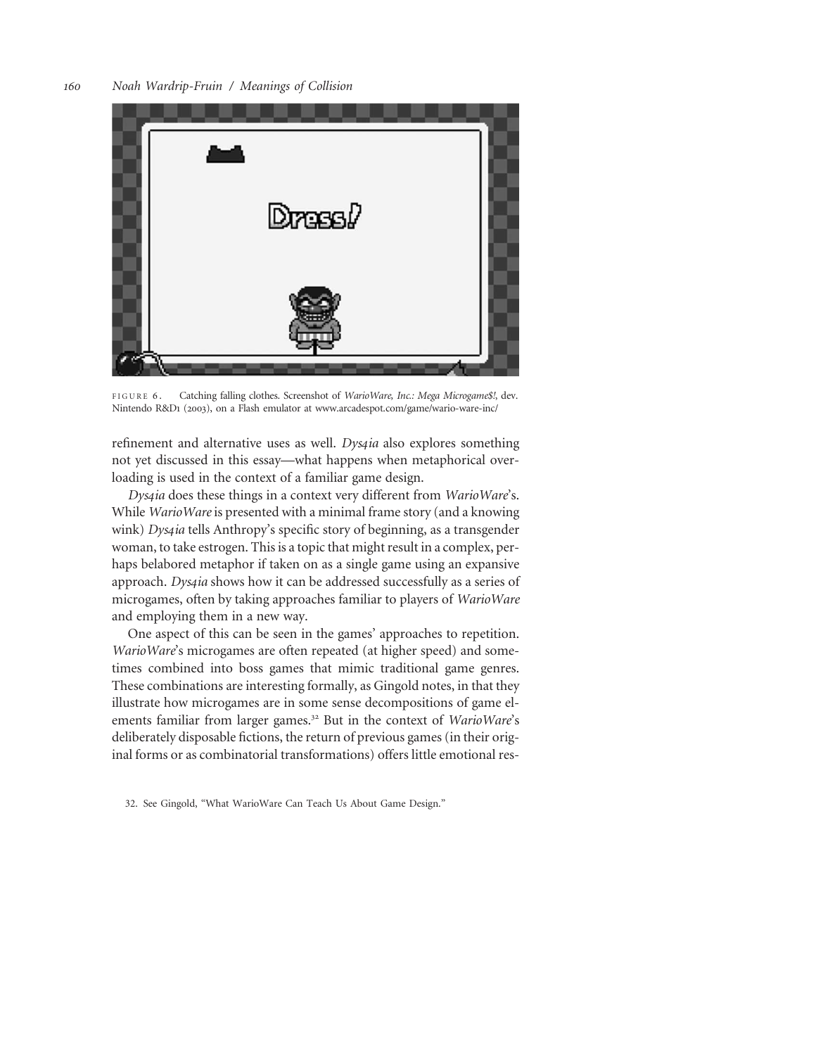FIGURE 6. Catching falling clothes. Screenshot of *WarioWare, Inc.: Mega Microgame$!*, dev. Nintendo R&D1 (2003), on a Flash emulator at www.arcadespot.com/game/wario-ware-inc/

refinement and alternative uses as well. *Dys4ia* also explores something not yet discussed in this essay—what happens when metaphorical overloading is used in the context of a familiar game design.

*Dys4ia* does these things in a context very different from *WarioWare*'s. While *WarioWare* is presented with a minimal frame story (and a knowing wink) *Dys4ia* tells Anthropy's specific story of beginning, as a transgender woman, to take estrogen. This is a topic that might result in a complex, perhaps belabored metaphor if taken on as a single game using an expansive approach. *Dys4ia* shows how it can be addressed successfully as a series of microgames, often by taking approaches familiar to players of *WarioWare* and employing them in a new way.

One aspect of this can be seen in the games' approaches to repetition. *WarioWare*'s microgames are often repeated (at higher speed) and sometimes combined into boss games that mimic traditional game genres. These combinations are interesting formally, as Gingold notes, in that they illustrate how microgames are in some sense decompositions of game elements familiar from larger games.[32] But in the context of *WarioWare*'s deliberately disposable fictions, the return of previous games (in their original forms or as combinatorial transformations) offers little emotional res-

32. See Gingold, "What WarioWare Can Teach Us About Game Design."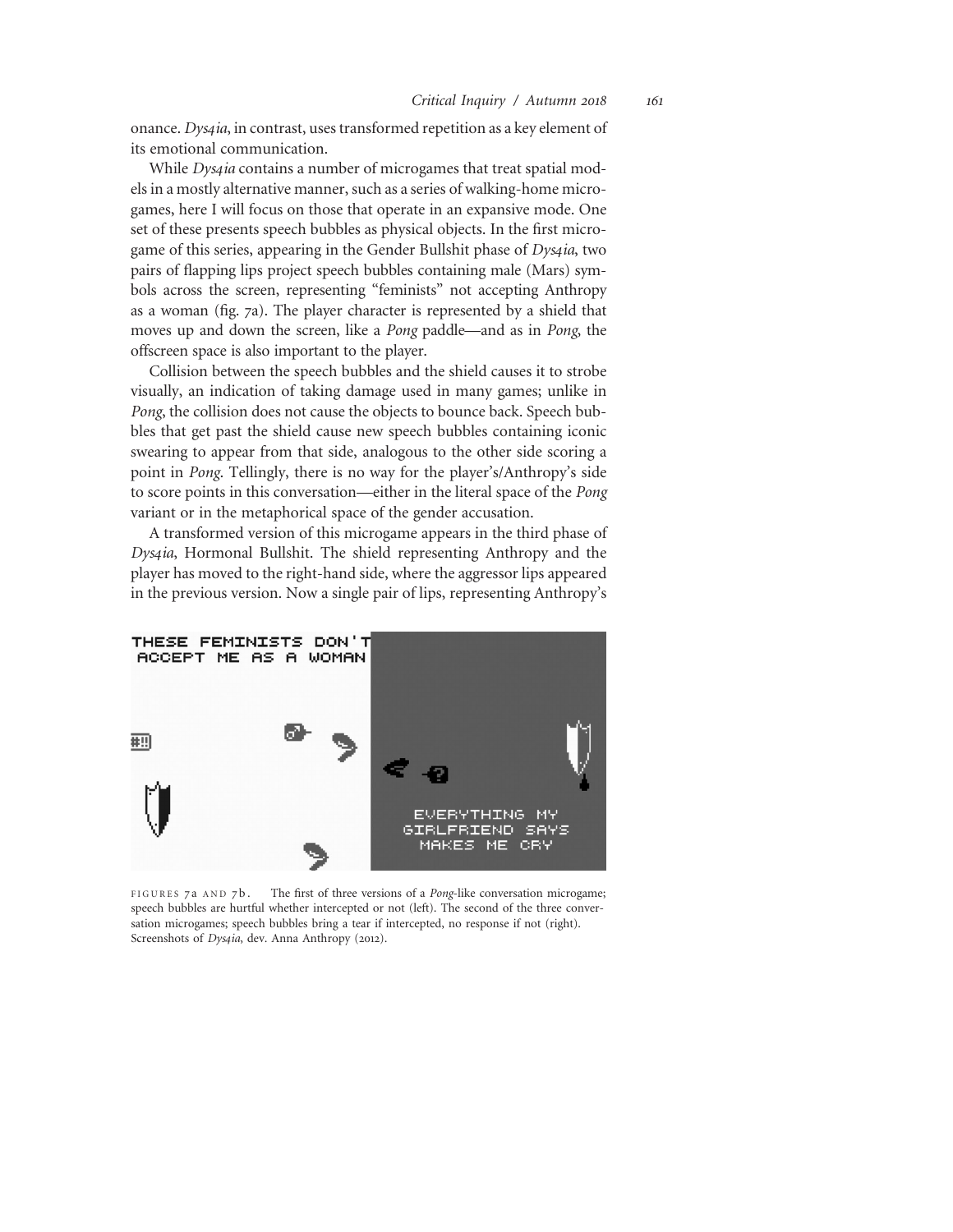onance. *Dys4ia*, in contrast, uses transformed repetition as a key element of its emotional communication.

While *Dys4ia* contains a number of microgames that treat spatial models in a mostly alternative manner, such as a series of walking-home microgames, here I will focus on those that operate in an expansive mode. One set of these presents speech bubbles as physical objects. In the first microgame of this series, appearing in the Gender Bullshit phase of *Dys4ia*, two pairs of flapping lips project speech bubbles containing male (Mars) symbols across the screen, representing "feminists" not accepting Anthropy as a woman (fig. 7a). The player character is represented by a shield that moves up and down the screen, like a *Pong* paddle—and as in *Pong*, the offscreen space is also important to the player.

Collision between the speech bubbles and the shield causes it to strobe visually, an indication of taking damage used in many games; unlike in *Pong*, the collision does not cause the objects to bounce back. Speech bubbles that get past the shield cause new speech bubbles containing iconic swearing to appear from that side, analogous to the other side scoring a point in *Pong*. Tellingly, there is no way for the player's/Anthropy's side to score points in this conversation—either in the literal space of the *Pong* variant or in the metaphorical space of the gender accusation.

A transformed version of this microgame appears in the third phase of *Dys4ia*, Hormonal Bullshit. The shield representing Anthropy and the player has moved to the right-hand side, where the aggressor lips appeared in the previous version. Now a single pair of lips, representing Anthropy's

FIGURES 7a AND 7b. The first of three versions of a *Pong*-like conversation microgame; speech bubbles are hurtful whether intercepted or not (left). The second of the three conversation microgames; speech bubbles bring a tear if intercepted, no response if not (right). Screenshots of *Dys4ia*, dev. Anna Anthropy (2012).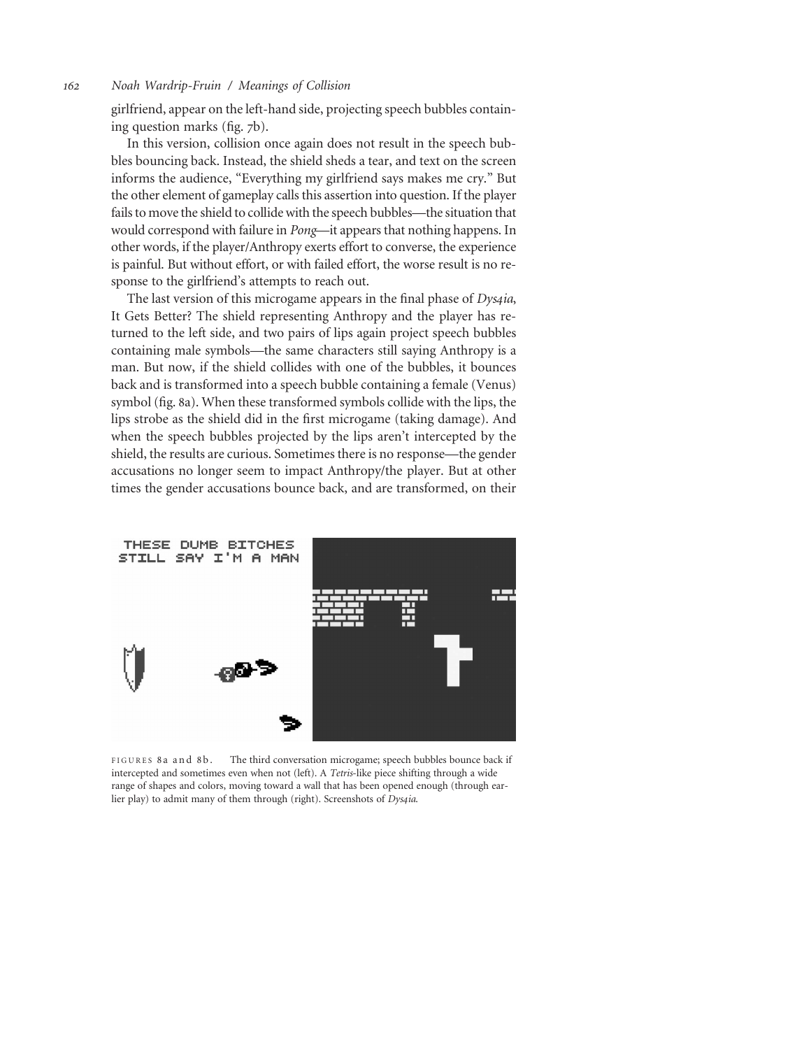girlfriend, appear on the left-hand side, projecting speech bubbles containing question marks (fig. 7b).

In this version, collision once again does not result in the speech bubbles bouncing back. Instead, the shield sheds a tear, and text on the screen informs the audience, "Everything my girlfriend says makes me cry." But the other element of gameplay calls this assertion into question. If the player fails to move the shield to collide with the speech bubbles—the situation that would correspond with failure in *Pong*—it appears that nothing happens. In other words, if the player/Anthropy exerts effort to converse, the experience is painful. But without effort, or with failed effort, the worse result is no response to the girlfriend's attempts to reach out.

The last version of this microgame appears in the final phase of *Dys4ia*, It Gets Better? The shield representing Anthropy and the player has returned to the left side, and two pairs of lips again project speech bubbles containing male symbols—the same characters still saying Anthropy is a man. But now, if the shield collides with one of the bubbles, it bounces back and is transformed into a speech bubble containing a female (Venus) symbol (fig. 8a). When these transformed symbols collide with the lips, the lips strobe as the shield did in the first microgame (taking damage). And when the speech bubbles projected by the lips aren't intercepted by the shield, the results are curious. Sometimes there is no response—the gender accusations no longer seem to impact Anthropy/the player. But at other times the gender accusations bounce back, and are transformed, on their

FIGURES 8a and 8b. The third conversation microgame; speech bubbles bounce back if intercepted and sometimes even when not (left). A *Tetris*-like piece shifting through a wide range of shapes and colors, moving toward a wall that has been opened enough (through earlier play) to admit many of them through (right). Screenshots of *Dys4ia*.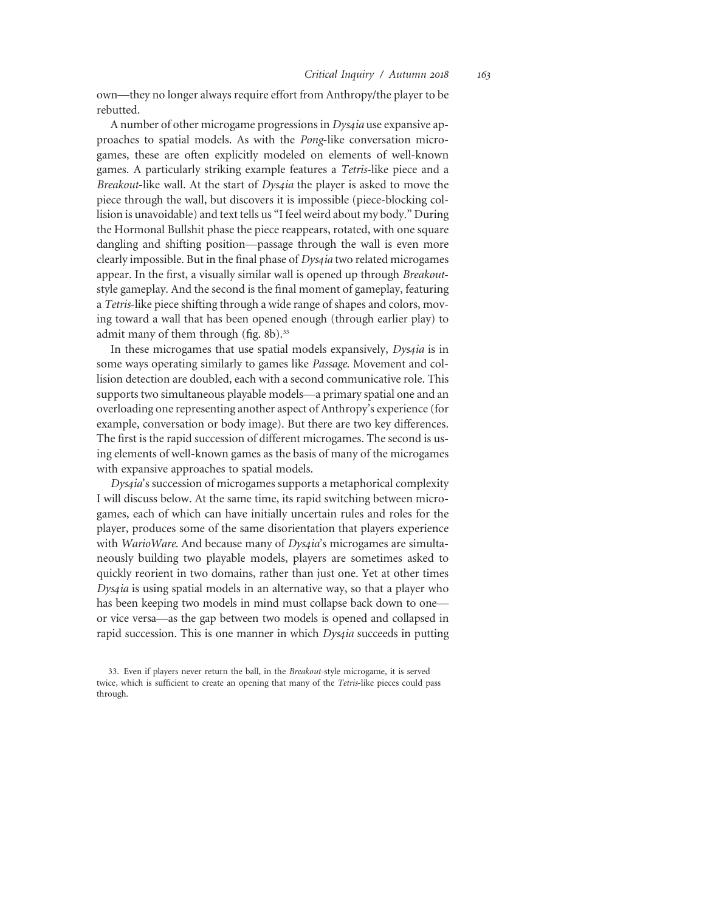own—they no longer always require effort from Anthropy/the player to be rebutted.

A number of other microgame progressions in *Dys4ia* use expansive approaches to spatial models. As with the *Pong*-like conversation microgames, these are often explicitly modeled on elements of well-known games. A particularly striking example features a *Tetris*-like piece and a *Breakout*-like wall. At the start of *Dys4ia* the player is asked to move the piece through the wall, but discovers it is impossible (piece-blocking collision is unavoidable) and text tells us "I feel weird about my body." During the Hormonal Bullshit phase the piece reappears, rotated, with one square dangling and shifting position—passage through the wall is even more clearly impossible. But in the final phase of *Dys4ia* two related microgames appear. In the first, a visually similar wall is opened up through *Breakout*-style gameplay. And the second is the final moment of gameplay, featuring a *Tetris*-like piece shifting through a wide range of shapes and colors, moving toward a wall that has been opened enough (through earlier play) to admit many of them through (fig. 8b).[33]

In these microgames that use spatial models expansively, *Dys4ia* is in some ways operating similarly to games like *Passage*. Movement and collision detection are doubled, each with a second communicative role. This supports two simultaneous playable models—a primary spatial one and an overloading one representing another aspect of Anthropy's experience (for example, conversation or body image). But there are two key differences. The first is the rapid succession of different microgames. The second is using elements of well-known games as the basis of many of the microgames with expansive approaches to spatial models.

*Dys4ia*'s succession of microgames supports a metaphorical complexity I will discuss below. At the same time, its rapid switching between microgames, each of which can have initially uncertain rules and roles for the player, produces some of the same disorientation that players experience with *WarioWare*. And because many of *Dys4ia*'s microgames are simultaneously building two playable models, players are sometimes asked to quickly reorient in two domains, rather than just one. Yet at other times *Dys4ia* is using spatial models in an alternative way, so that a player who has been keeping two models in mind must collapse back down to one—or vice versa—as the gap between two models is opened and collapsed in rapid succession. This is one manner in which *Dys4ia* succeeds in putting

33. Even if players never return the ball, in the *Breakout*-style microgame, it is served twice, which is sufficient to create an opening that many of the *Tetris*-like pieces could pass through.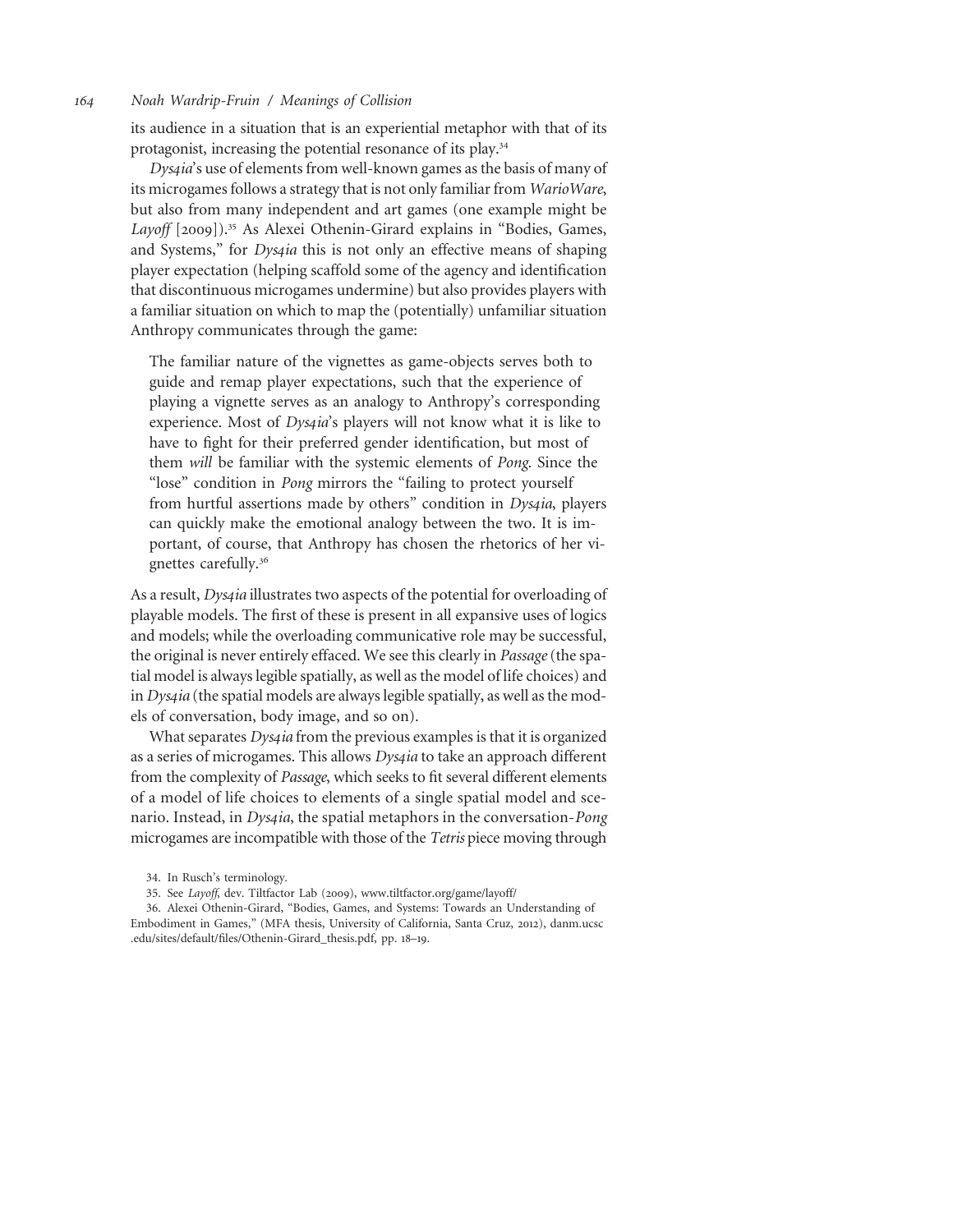its audience in a situation that is an experiential metaphor with that of its protagonist, increasing the potential resonance of its play.[34]

*Dys4ia*'s use of elements from well-known games as the basis of many of its microgames follows a strategy that is not only familiar from *WarioWare*, but also from many independent and art games (one example might be *Layoff* [2009]).[35] As Alexei Othenin-Girard explains in "Bodies, Games, and Systems," for *Dys4ia* this is not only an effective means of shaping player expectation (helping scaffold some of the agency and identification that discontinuous microgames undermine) but also provides players with a familiar situation on which to map the (potentially) unfamiliar situation Anthropy communicates through the game:

> The familiar nature of the vignettes as game-objects serves both to guide and remap player expectations, such that the experience of playing a vignette serves as an analogy to Anthropy's corresponding experience. Most of *Dys4ia*'s players will not know what it is like to have to fight for their preferred gender identification, but most of them *will* be familiar with the systemic elements of *Pong*. Since the "lose" condition in *Pong* mirrors the "failing to protect yourself from hurtful assertions made by others" condition in *Dys4ia*, players can quickly make the emotional analogy between the two. It is important, of course, that Anthropy has chosen the rhetorics of her vignettes carefully.[36]

As a result, *Dys4ia* illustrates two aspects of the potential for overloading of playable models. The first of these is present in all expansive uses of logics and models; while the overloading communicative role may be successful, the original is never entirely effaced. We see this clearly in *Passage* (the spatial model is always legible spatially, as well as the model of life choices) and in *Dys4ia* (the spatial models are always legible spatially, as well as the models of conversation, body image, and so on).

What separates *Dys4ia* from the previous examples is that it is organized as a series of microgames. This allows *Dys4ia* to take an approach different from the complexity of *Passage*, which seeks to fit several different elements of a model of life choices to elements of a single spatial model and scenario. Instead, in *Dys4ia*, the spatial metaphors in the conversation-*Pong* microgames are incompatible with those of the *Tetris* piece moving through

34. In Rusch's terminology.

35. See *Layoff*, dev. Tiltfactor Lab (2009), www.tiltfactor.org/game/layoff/

36. Alexei Othenin-Girard, "Bodies, Games, and Systems: Towards an Understanding of Embodiment in Games," (MFA thesis, University of California, Santa Cruz, 2012), danm.ucsc.edu/sites/default/files/Othenin-Girard_thesis.pdf, pp. 18–19.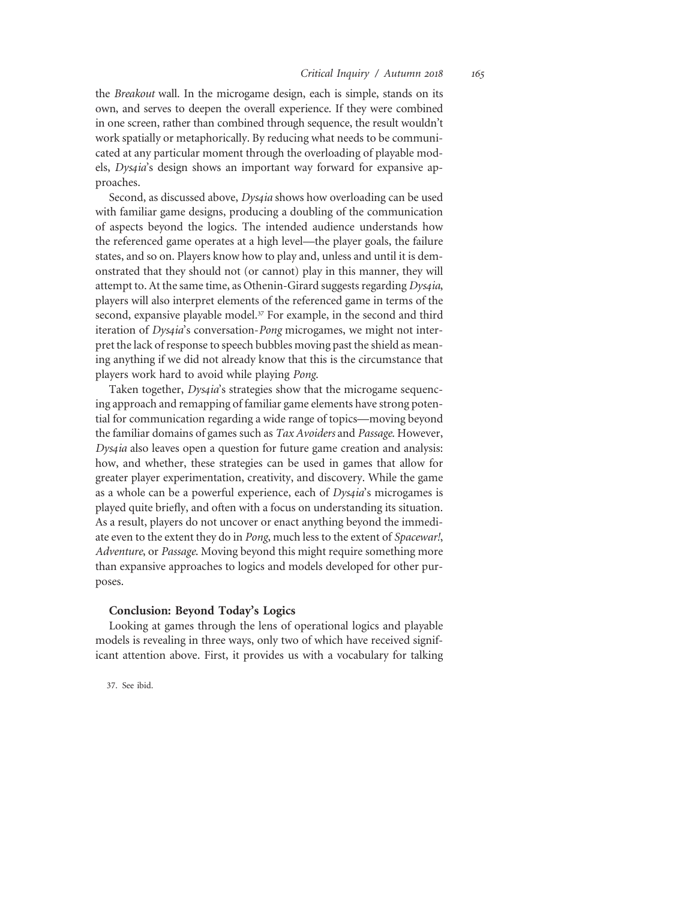the *Breakout* wall. In the microgame design, each is simple, stands on its own, and serves to deepen the overall experience. If they were combined in one screen, rather than combined through sequence, the result wouldn't work spatially or metaphorically. By reducing what needs to be communicated at any particular moment through the overloading of playable models, *Dys4ia*'s design shows an important way forward for expansive approaches.

Second, as discussed above, *Dys4ia* shows how overloading can be used with familiar game designs, producing a doubling of the communication of aspects beyond the logics. The intended audience understands how the referenced game operates at a high level—the player goals, the failure states, and so on. Players know how to play and, unless and until it is demonstrated that they should not (or cannot) play in this manner, they will attempt to. At the same time, as Othenin-Girard suggests regarding *Dys4ia*, players will also interpret elements of the referenced game in terms of the second, expansive playable model.[37] For example, in the second and third iteration of *Dys4ia*'s conversation-*Pong* microgames, we might not interpret the lack of response to speech bubbles moving past the shield as meaning anything if we did not already know that this is the circumstance that players work hard to avoid while playing *Pong*.

Taken together, *Dys4ia*'s strategies show that the microgame sequencing approach and remapping of familiar game elements have strong potential for communication regarding a wide range of topics—moving beyond the familiar domains of games such as *Tax Avoiders* and *Passage*. However, *Dys4ia* also leaves open a question for future game creation and analysis: how, and whether, these strategies can be used in games that allow for greater player experimentation, creativity, and discovery. While the game as a whole can be a powerful experience, each of *Dys4ia*'s microgames is played quite briefly, and often with a focus on understanding its situation. As a result, players do not uncover or enact anything beyond the immediate even to the extent they do in *Pong*, much less to the extent of *Spacewar!*, *Adventure*, or *Passage*. Moving beyond this might require something more than expansive approaches to logics and models developed for other purposes.

## Conclusion: Beyond Today's Logics

Looking at games through the lens of operational logics and playable models is revealing in three ways, only two of which have received significant attention above. First, it provides us with a vocabulary for talking

37. See ibid.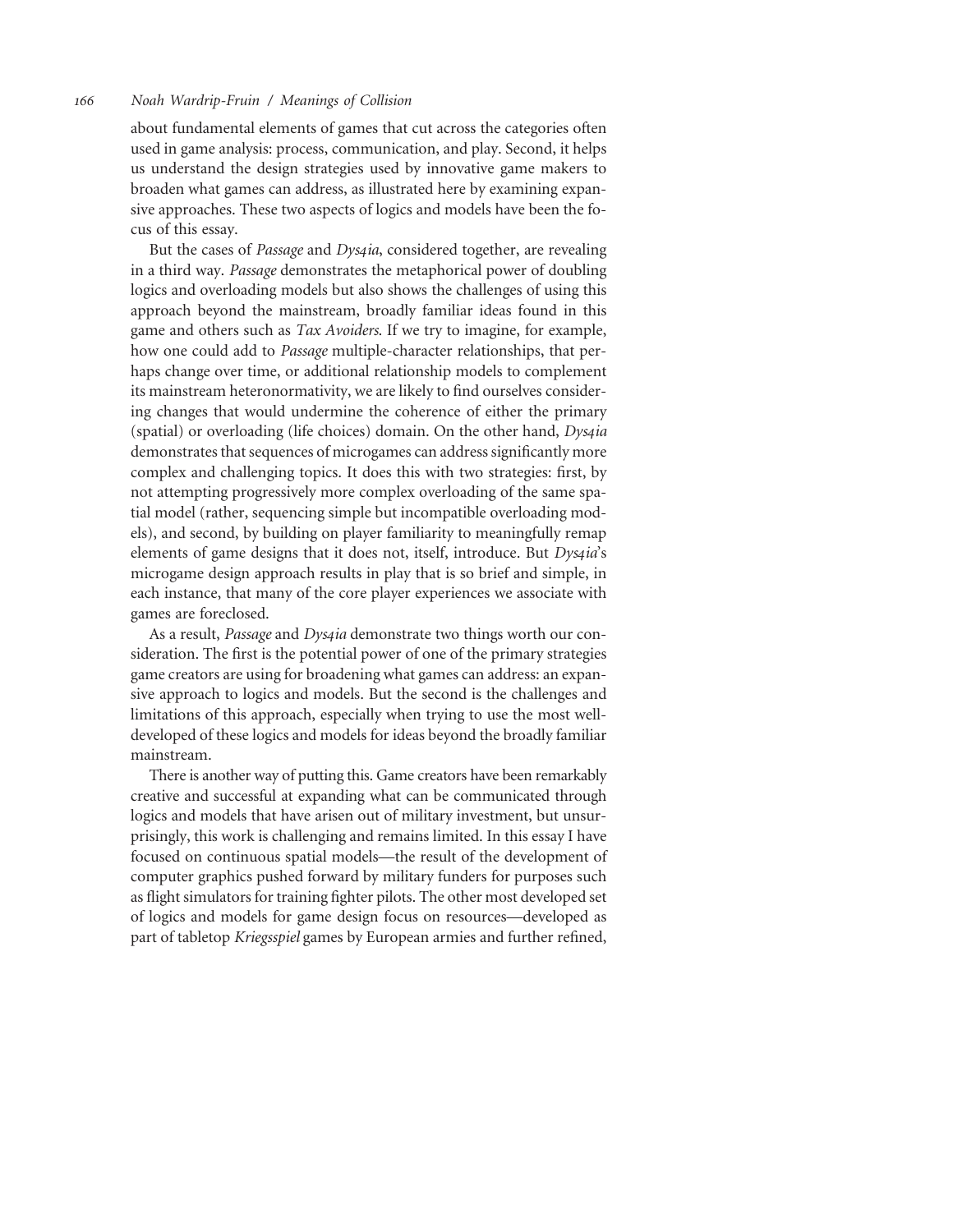about fundamental elements of games that cut across the categories often used in game analysis: process, communication, and play. Second, it helps us understand the design strategies used by innovative game makers to broaden what games can address, as illustrated here by examining expansive approaches. These two aspects of logics and models have been the focus of this essay.

But the cases of *Passage* and *Dys4ia*, considered together, are revealing in a third way. *Passage* demonstrates the metaphorical power of doubling logics and overloading models but also shows the challenges of using this approach beyond the mainstream, broadly familiar ideas found in this game and others such as *Tax Avoiders*. If we try to imagine, for example, how one could add to *Passage* multiple-character relationships, that perhaps change over time, or additional relationship models to complement its mainstream heteronormativity, we are likely to find ourselves considering changes that would undermine the coherence of either the primary (spatial) or overloading (life choices) domain. On the other hand, *Dys4ia* demonstrates that sequences of microgames can address significantly more complex and challenging topics. It does this with two strategies: first, by not attempting progressively more complex overloading of the same spatial model (rather, sequencing simple but incompatible overloading models), and second, by building on player familiarity to meaningfully remap elements of game designs that it does not, itself, introduce. But *Dys4ia*'s microgame design approach results in play that is so brief and simple, in each instance, that many of the core player experiences we associate with games are foreclosed.

As a result, *Passage* and *Dys4ia* demonstrate two things worth our consideration. The first is the potential power of one of the primary strategies game creators are using for broadening what games can address: an expansive approach to logics and models. But the second is the challenges and limitations of this approach, especially when trying to use the most well-developed of these logics and models for ideas beyond the broadly familiar mainstream.

There is another way of putting this. Game creators have been remarkably creative and successful at expanding what can be communicated through logics and models that have arisen out of military investment, but unsurprisingly, this work is challenging and remains limited. In this essay I have focused on continuous spatial models—the result of the development of computer graphics pushed forward by military funders for purposes such as flight simulators for training fighter pilots. The other most developed set of logics and models for game design focus on resources—developed as part of tabletop *Kriegsspiel* games by European armies and further refined,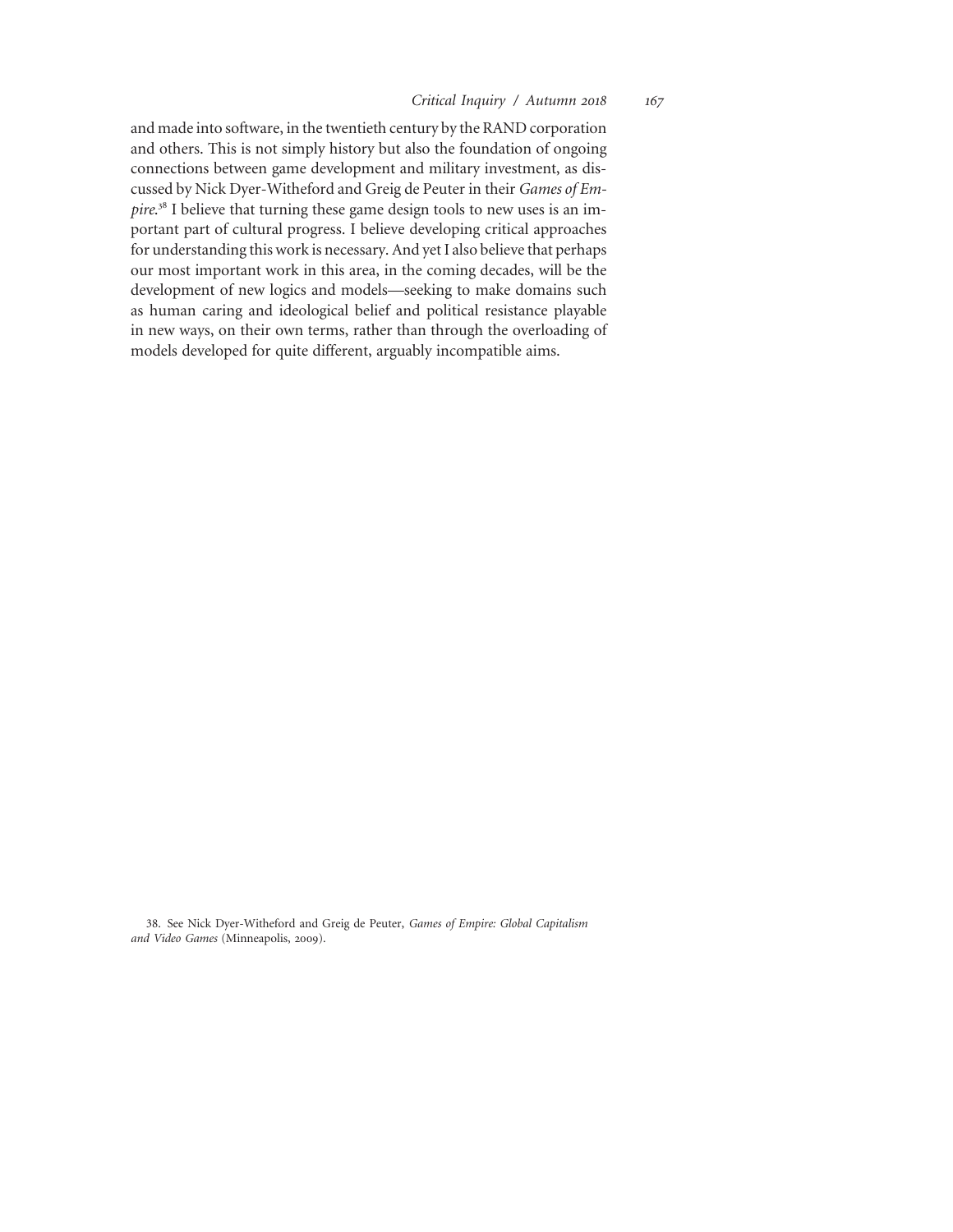and made into software, in the twentieth century by the RAND corporation and others. This is not simply history but also the foundation of ongoing connections between game development and military investment, as discussed by Nick Dyer-Witheford and Greig de Peuter in their *Games of Empire*.[38] I believe that turning these game design tools to new uses is an important part of cultural progress. I believe developing critical approaches for understanding this work is necessary. And yet I also believe that perhaps our most important work in this area, in the coming decades, will be the development of new logics and models—seeking to make domains such as human caring and ideological belief and political resistance playable in new ways, on their own terms, rather than through the overloading of models developed for quite different, arguably incompatible aims.

38. See Nick Dyer-Witheford and Greig de Peuter, *Games of Empire: Global Capitalism and Video Games* (Minneapolis, 2009).